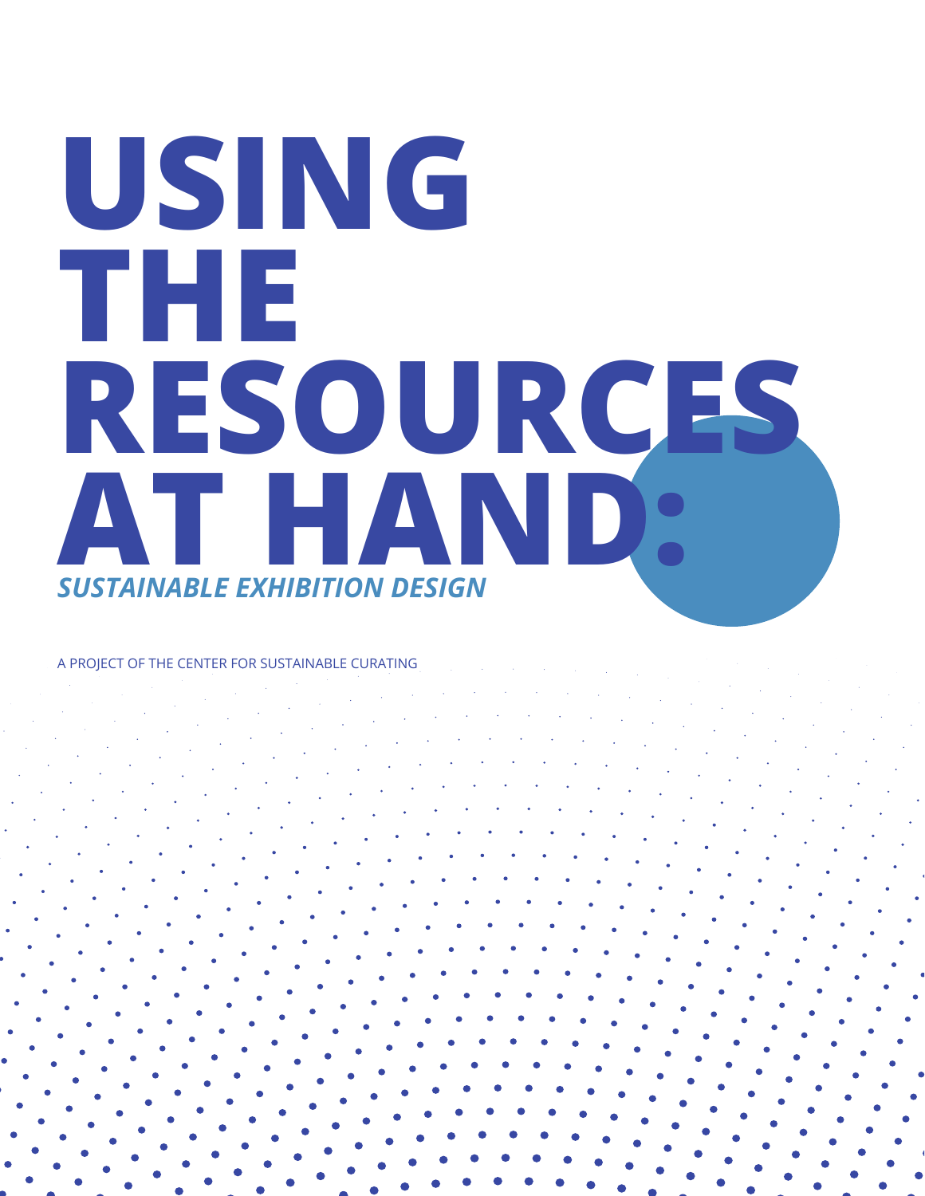# USING THE RESOURCES AT HAND:

## *SUSTAINABLE EXHIBITION DESIGN*

A PROJECT OF THE CENTER FOR SUSTAINABLE CURATING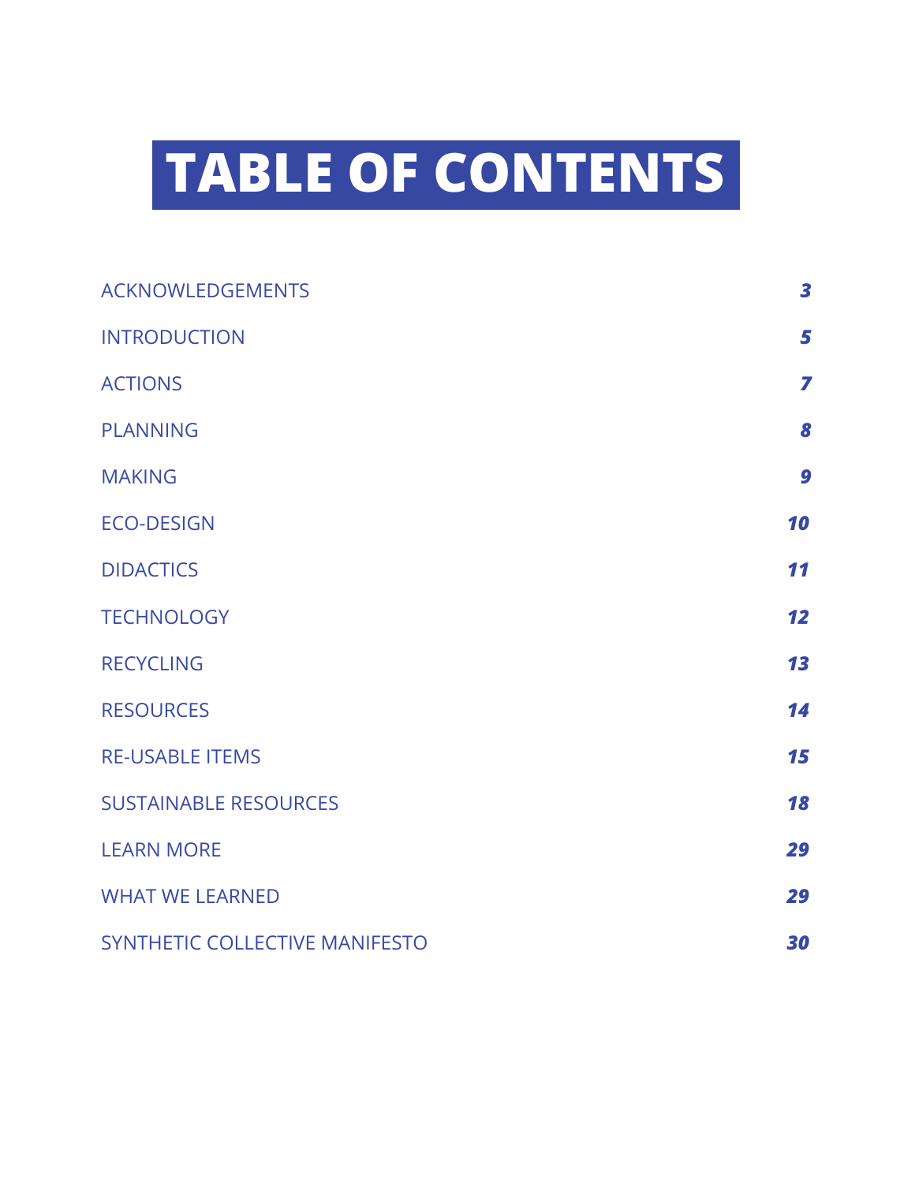# TABLE OF CONTENTS

| | |
|---|---|
| ACKNOWLEDGEMENTS | ***3*** |
| INTRODUCTION | ***5*** |
| ACTIONS | ***7*** |
| PLANNING | ***8*** |
| MAKING | ***9*** |
| ECO-DESIGN | ***10*** |
| DIDACTICS | ***11*** |
| TECHNOLOGY | ***12*** |
| RECYCLING | ***13*** |
| RESOURCES | ***14*** |
| RE-USABLE ITEMS | ***15*** |
| SUSTAINABLE RESOURCES | ***18*** |
| LEARN MORE | ***29*** |
| WHAT WE LEARNED | ***29*** |
| SYNTHETIC COLLECTIVE MANIFESTO | ***30*** |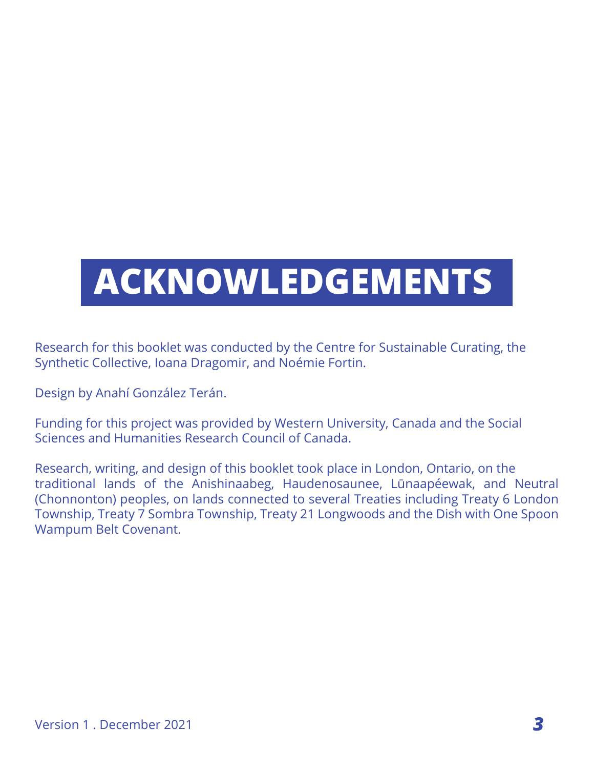# ACKNOWLEDGEMENTS

Research for this booklet was conducted by the Centre for Sustainable Curating, the Synthetic Collective, Ioana Dragomir, and Noémie Fortin.

Design by Anahí González Terán.

Funding for this project was provided by Western University, Canada and the Social Sciences and Humanities Research Council of Canada.

Research, writing, and design of this booklet took place in London, Ontario, on the traditional lands of the Anishinaabeg, Haudenosaunee, Lūnaapéewak, and Neutral (Chonnonton) peoples, on lands connected to several Treaties including Treaty 6 London Township, Treaty 7 Sombra Township, Treaty 21 Longwoods and the Dish with One Spoon Wampum Belt Covenant.

Version 1 . December 2021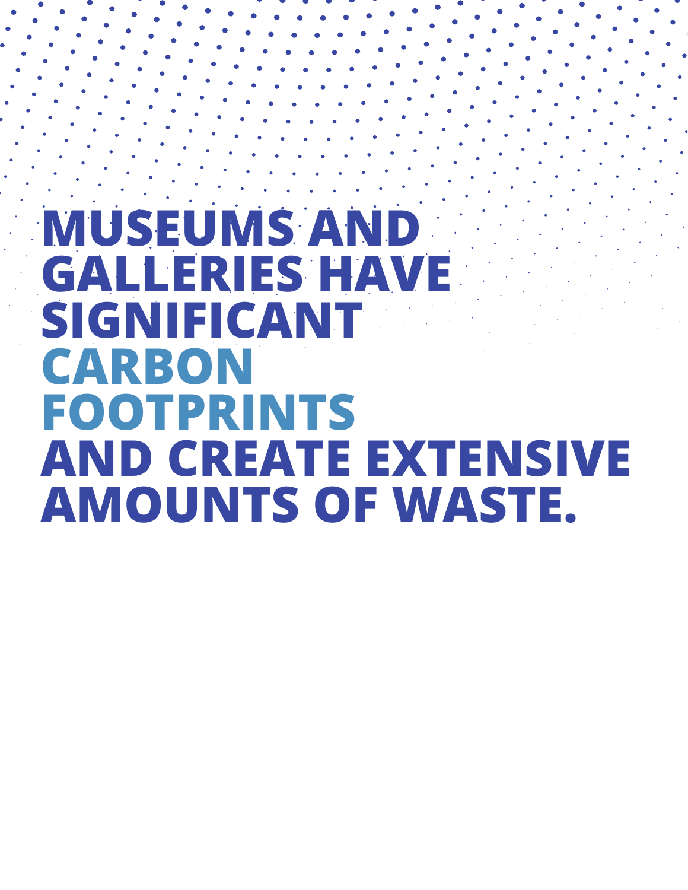# MUSEUMS AND GALLERIES HAVE SIGNIFICANT CARBON FOOTPRINTS AND CREATE EXTENSIVE AMOUNTS OF WASTE.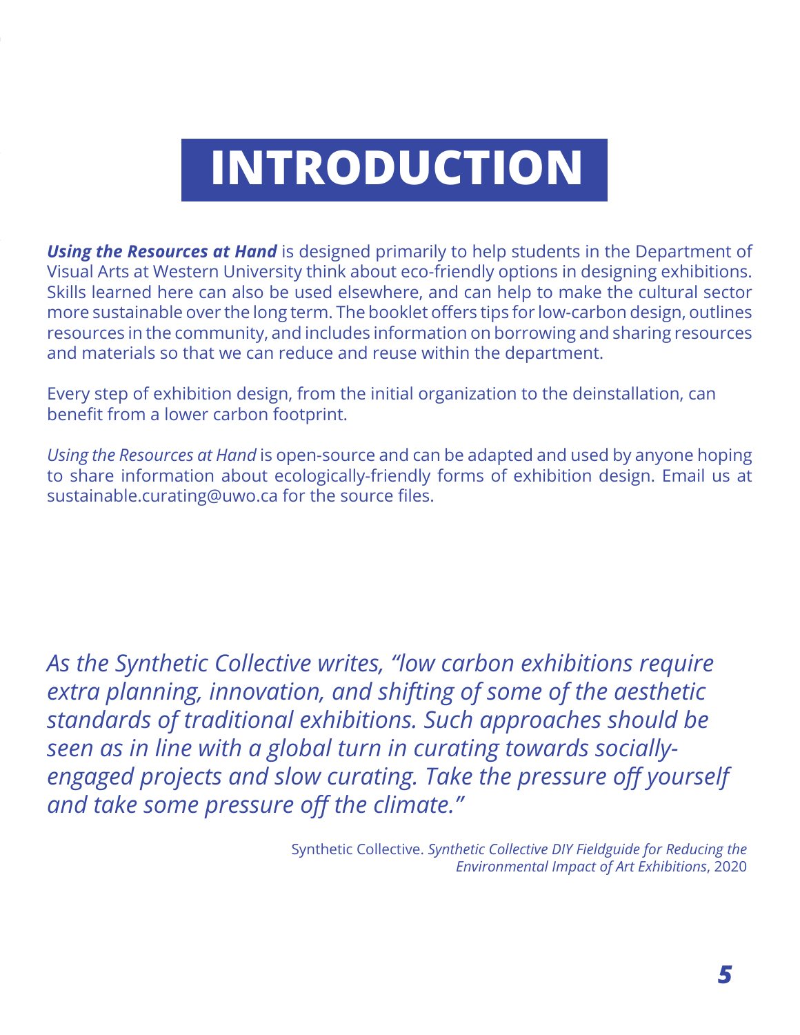# INTRODUCTION

***Using the Resources at Hand*** is designed primarily to help students in the Department of Visual Arts at Western University think about eco-friendly options in designing exhibitions. Skills learned here can also be used elsewhere, and can help to make the cultural sector more sustainable over the long term. The booklet offers tips for low-carbon design, outlines resources in the community, and includes information on borrowing and sharing resources and materials so that we can reduce and reuse within the department.

Every step of exhibition design, from the initial organization to the deinstallation, can benefit from a lower carbon footprint.

*Using the Resources at Hand* is open-source and can be adapted and used by anyone hoping to share information about ecologically-friendly forms of exhibition design. Email us at sustainable.curating@uwo.ca for the source files.

*As the Synthetic Collective writes, "low carbon exhibitions require extra planning, innovation, and shifting of some of the aesthetic standards of traditional exhibitions. Such approaches should be seen as in line with a global turn in curating towards socially-engaged projects and slow curating. Take the pressure off yourself and take some pressure off the climate."*

Synthetic Collective. *Synthetic Collective DIY Fieldguide for Reducing the Environmental Impact of Art Exhibitions*, 2020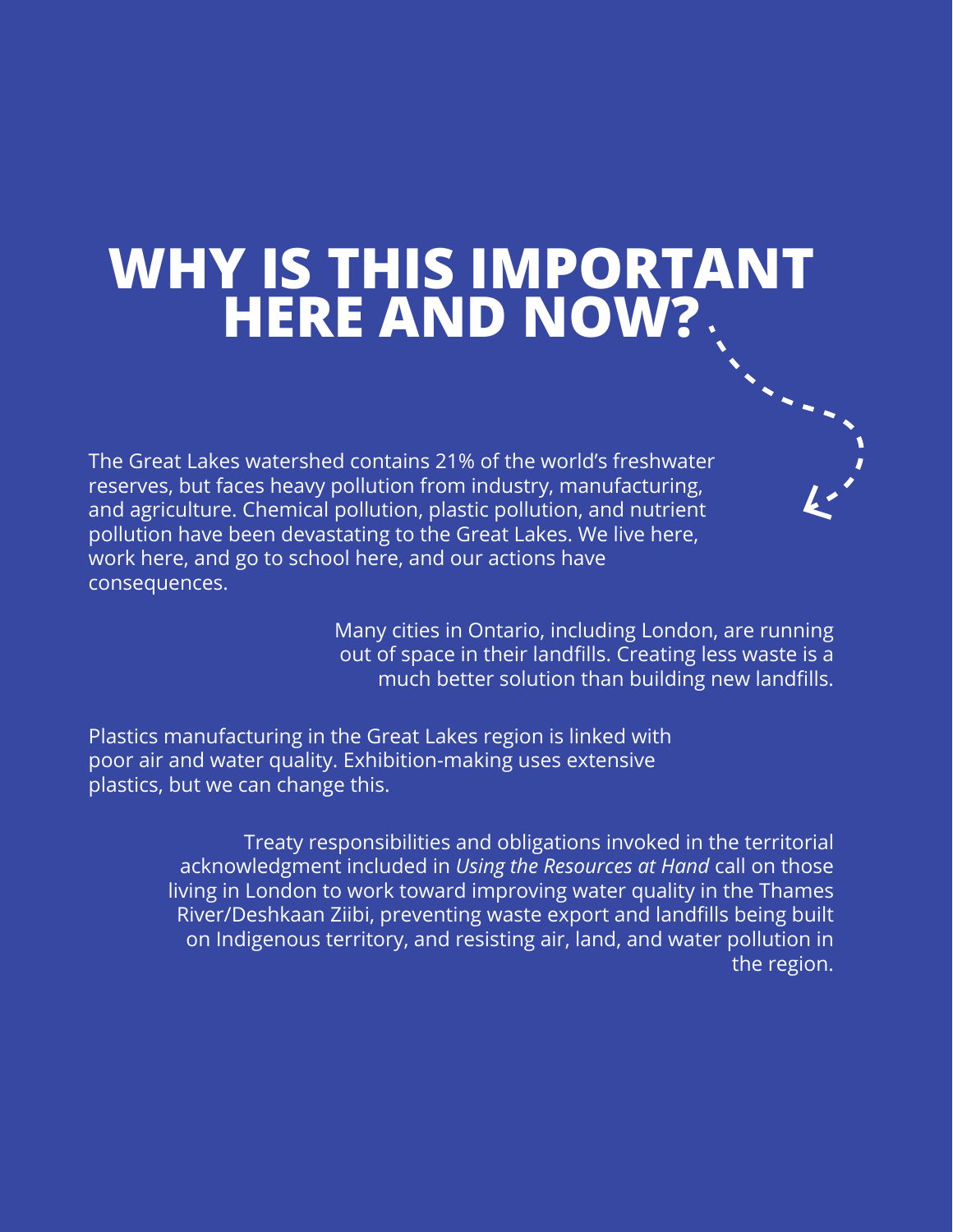# WHY IS THIS IMPORTANT HERE AND NOW?

The Great Lakes watershed contains 21% of the world's freshwater reserves, but faces heavy pollution from industry, manufacturing, and agriculture. Chemical pollution, plastic pollution, and nutrient pollution have been devastating to the Great Lakes. We live here, work here, and go to school here, and our actions have consequences.

Many cities in Ontario, including London, are running out of space in their landfills. Creating less waste is a much better solution than building new landfills.

Plastics manufacturing in the Great Lakes region is linked with poor air and water quality. Exhibition-making uses extensive plastics, but we can change this.

Treaty responsibilities and obligations invoked in the territorial acknowledgment included in *Using the Resources at Hand* call on those living in London to work toward improving water quality in the Thames River/Deshkaan Ziibi, preventing waste export and landfills being built on Indigenous territory, and resisting air, land, and water pollution in the region.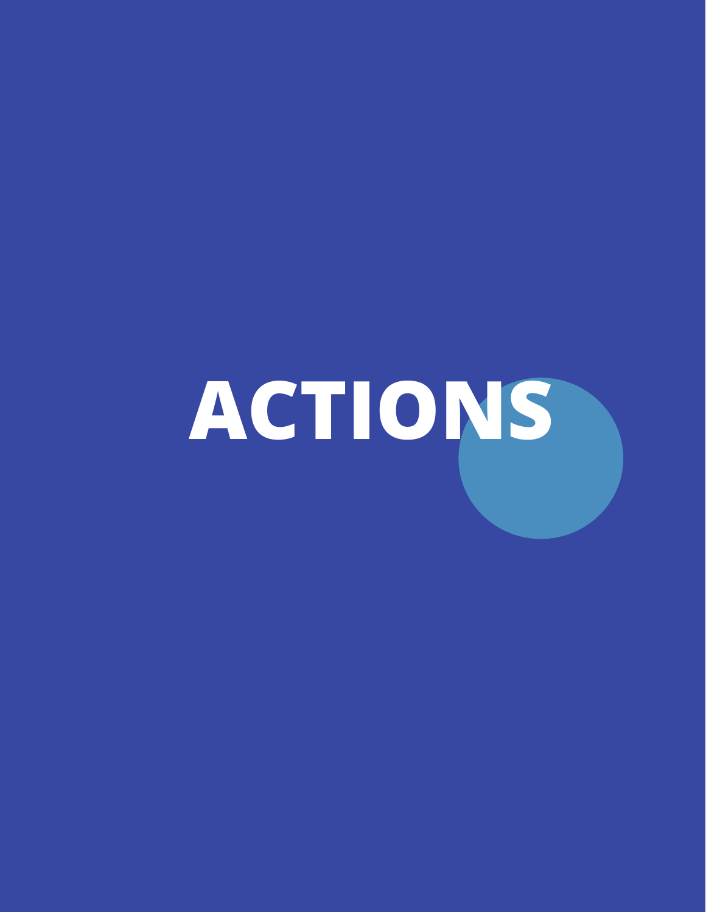# ACTIONS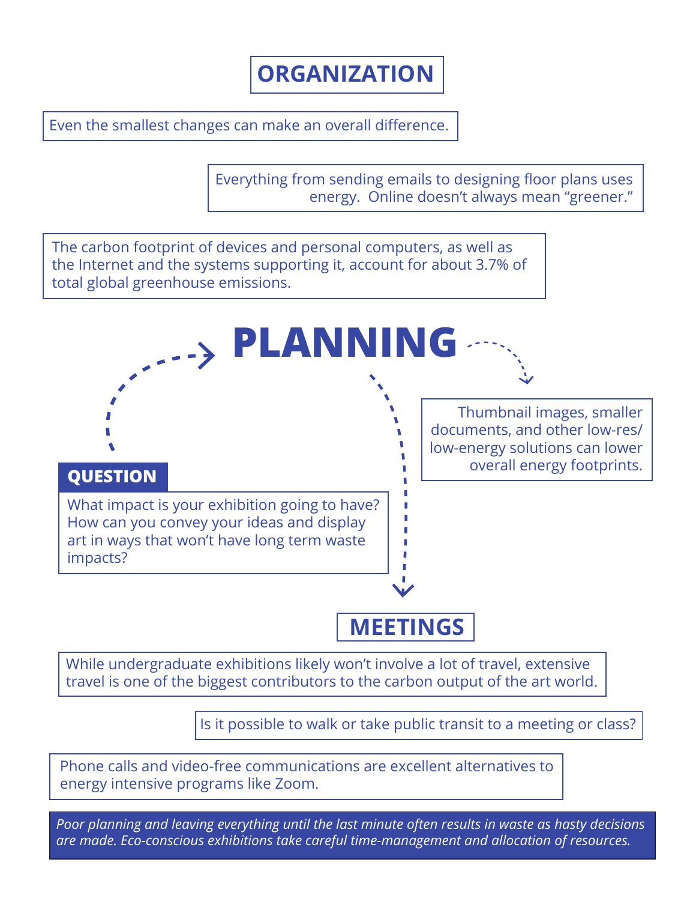## ORGANIZATION

Even the smallest changes can make an overall difference.

Everything from sending emails to designing floor plans uses energy. Online doesn't always mean "greener."

The carbon footprint of devices and personal computers, as well as the Internet and the systems supporting it, account for about 3.7% of total global greenhouse emissions.

# PLANNING

Thumbnail images, smaller documents, and other low-res/low-energy solutions can lower overall energy footprints.

### QUESTION

What impact is your exhibition going to have? How can you convey your ideas and display art in ways that won't have long term waste impacts?

## MEETINGS

While undergraduate exhibitions likely won't involve a lot of travel, extensive travel is one of the biggest contributors to the carbon output of the art world.

Is it possible to walk or take public transit to a meeting or class?

Phone calls and video-free communications are excellent alternatives to energy intensive programs like Zoom.

*Poor planning and leaving everything until the last minute often results in waste as hasty decisions are made. Eco-conscious exhibitions take careful time-management and allocation of resources.*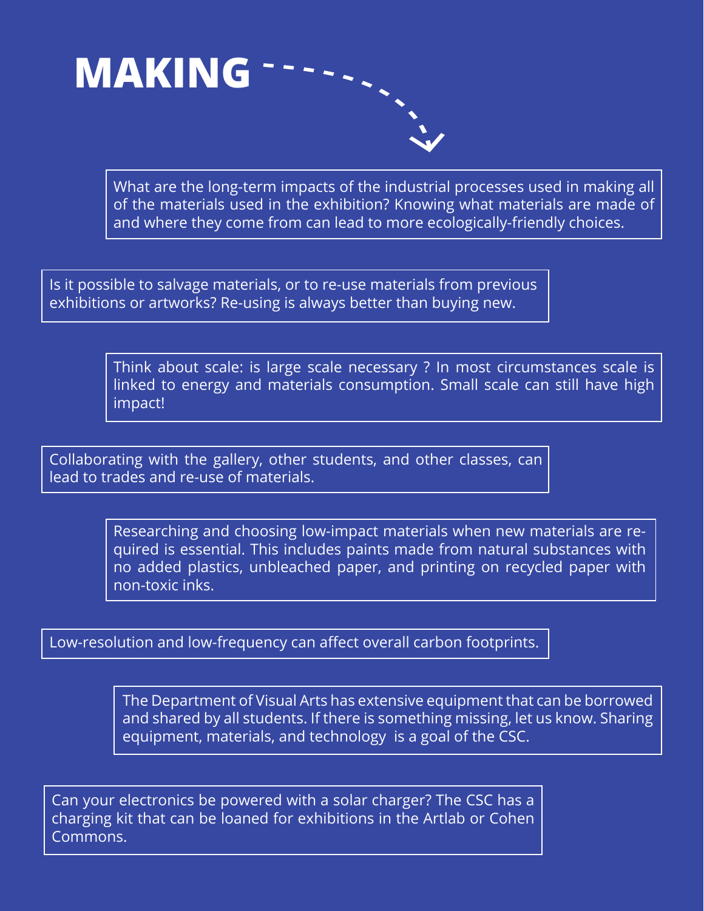# MAKING

What are the long-term impacts of the industrial processes used in making all of the materials used in the exhibition? Knowing what materials are made of and where they come from can lead to more ecologically-friendly choices.

Is it possible to salvage materials, or to re-use materials from previous exhibitions or artworks? Re-using is always better than buying new.

Think about scale: is large scale necessary ? In most circumstances scale is linked to energy and materials consumption. Small scale can still have high impact!

Collaborating with the gallery, other students, and other classes, can lead to trades and re-use of materials.

Researching and choosing low-impact materials when new materials are required is essential. This includes paints made from natural substances with no added plastics, unbleached paper, and printing on recycled paper with non-toxic inks.

Low-resolution and low-frequency can affect overall carbon footprints.

The Department of Visual Arts has extensive equipment that can be borrowed and shared by all students. If there is something missing, let us know. Sharing equipment, materials, and technology is a goal of the CSC.

Can your electronics be powered with a solar charger? The CSC has a charging kit that can be loaned for exhibitions in the Artlab or Cohen Commons.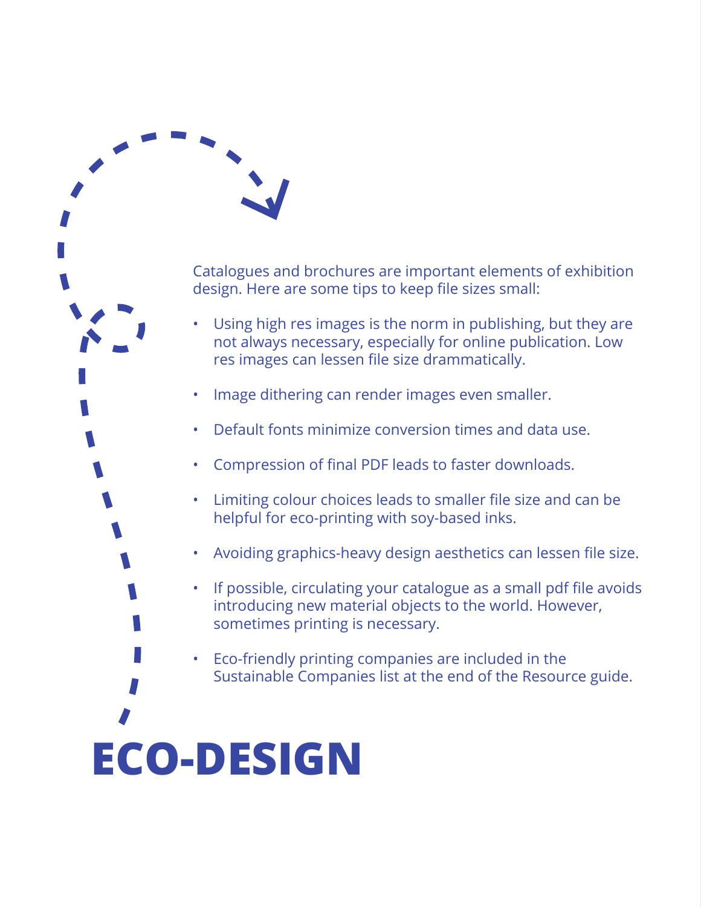Catalogues and brochures are important elements of exhibition design. Here are some tips to keep file sizes small:

- Using high res images is the norm in publishing, but they are not always necessary, especially for online publication. Low res images can lessen file size drammatically.
- Image dithering can render images even smaller.
- Default fonts minimize conversion times and data use.
- Compression of final PDF leads to faster downloads.
- Limiting colour choices leads to smaller file size and can be helpful for eco-printing with soy-based inks.
- Avoiding graphics-heavy design aesthetics can lessen file size.
- If possible, circulating your catalogue as a small pdf file avoids introducing new material objects to the world. However, sometimes printing is necessary.
- Eco-friendly printing companies are included in the Sustainable Companies list at the end of the Resource guide.

# ECO-DESIGN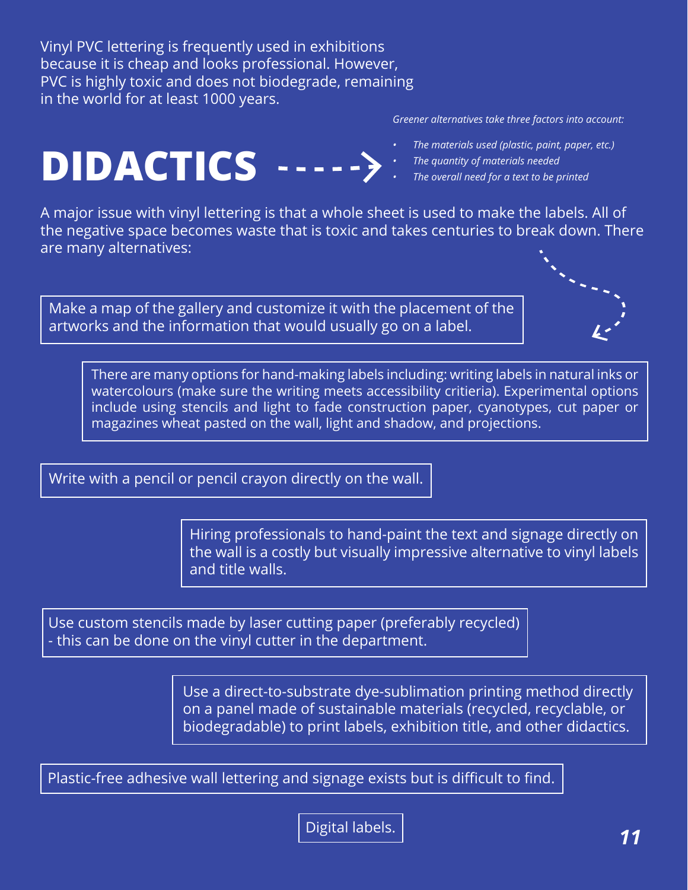Vinyl PVC lettering is frequently used in exhibitions because it is cheap and looks professional. However, PVC is highly toxic and does not biodegrade, remaining in the world for at least 1000 years.

# DIDACTICS

*Greener alternatives take three factors into account:*

- *The materials used (plastic, paint, paper, etc.)*
- *The quantity of materials needed*
- *The overall need for a text to be printed*

A major issue with vinyl lettering is that a whole sheet is used to make the labels. All of the negative space becomes waste that is toxic and takes centuries to break down. There are many alternatives:

Make a map of the gallery and customize it with the placement of the artworks and the information that would usually go on a label.

There are many options for hand-making labels including: writing labels in natural inks or watercolours (make sure the writing meets accessibility critieria). Experimental options include using stencils and light to fade construction paper, cyanotypes, cut paper or magazines wheat pasted on the wall, light and shadow, and projections.

Write with a pencil or pencil crayon directly on the wall.

Hiring professionals to hand-paint the text and signage directly on the wall is a costly but visually impressive alternative to vinyl labels and title walls.

Use custom stencils made by laser cutting paper (preferably recycled) - this can be done on the vinyl cutter in the department.

Use a direct-to-substrate dye-sublimation printing method directly on a panel made of sustainable materials (recycled, recyclable, or biodegradable) to print labels, exhibition title, and other didactics.

Plastic-free adhesive wall lettering and signage exists but is difficult to find.

Digital labels.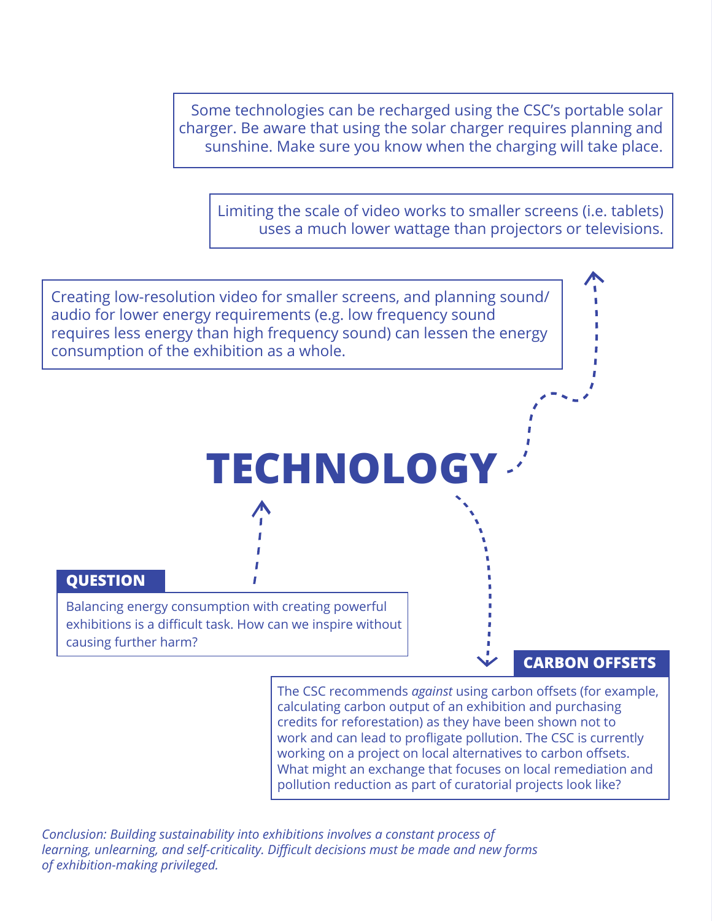Some technologies can be recharged using the CSC's portable solar charger. Be aware that using the solar charger requires planning and sunshine. Make sure you know when the charging will take place.

Limiting the scale of video works to smaller screens (i.e. tablets) uses a much lower wattage than projectors or televisions.

Creating low-resolution video for smaller screens, and planning sound/audio for lower energy requirements (e.g. low frequency sound requires less energy than high frequency sound) can lessen the energy consumption of the exhibition as a whole.

# TECHNOLOGY

**QUESTION**

Balancing energy consumption with creating powerful exhibitions is a difficult task. How can we inspire without causing further harm?

**CARBON OFFSETS**

The CSC recommends *against* using carbon offsets (for example, calculating carbon output of an exhibition and purchasing credits for reforestation) as they have been shown not to work and can lead to profligate pollution. The CSC is currently working on a project on local alternatives to carbon offsets. What might an exchange that focuses on local remediation and pollution reduction as part of curatorial projects look like?

*Conclusion: Building sustainability into exhibitions involves a constant process of learning, unlearning, and self-criticality. Difficult decisions must be made and new forms of exhibition-making privileged.*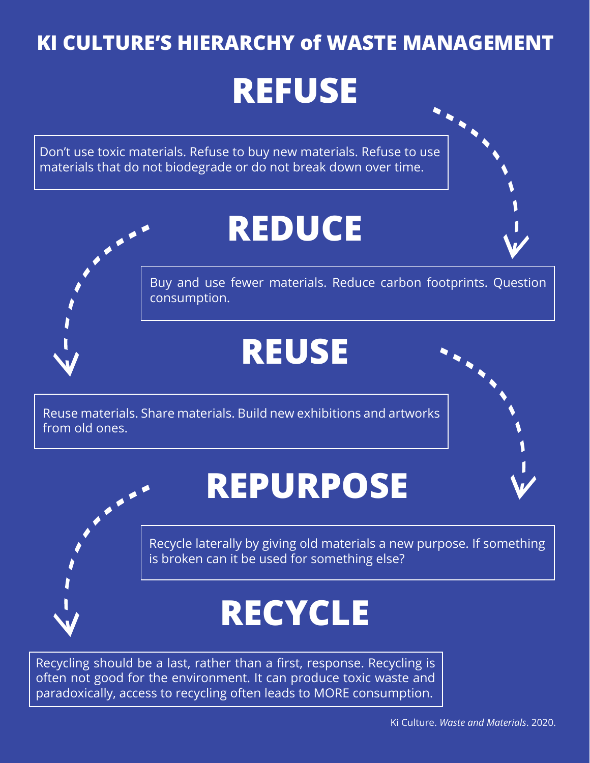# KI CULTURE'S HIERARCHY of WASTE MANAGEMENT

## REFUSE

Don't use toxic materials. Refuse to buy new materials. Refuse to use materials that do not biodegrade or do not break down over time.

## REDUCE

Buy and use fewer materials. Reduce carbon footprints. Question consumption.

## REUSE

Reuse materials. Share materials. Build new exhibitions and artworks from old ones.

## REPURPOSE

Recycle laterally by giving old materials a new purpose. If something is broken can it be used for something else?

## RECYCLE

Recycling should be a last, rather than a first, response. Recycling is often not good for the environment. It can produce toxic waste and paradoxically, access to recycling often leads to MORE consumption.

Ki Culture. *Waste and Materials*. 2020.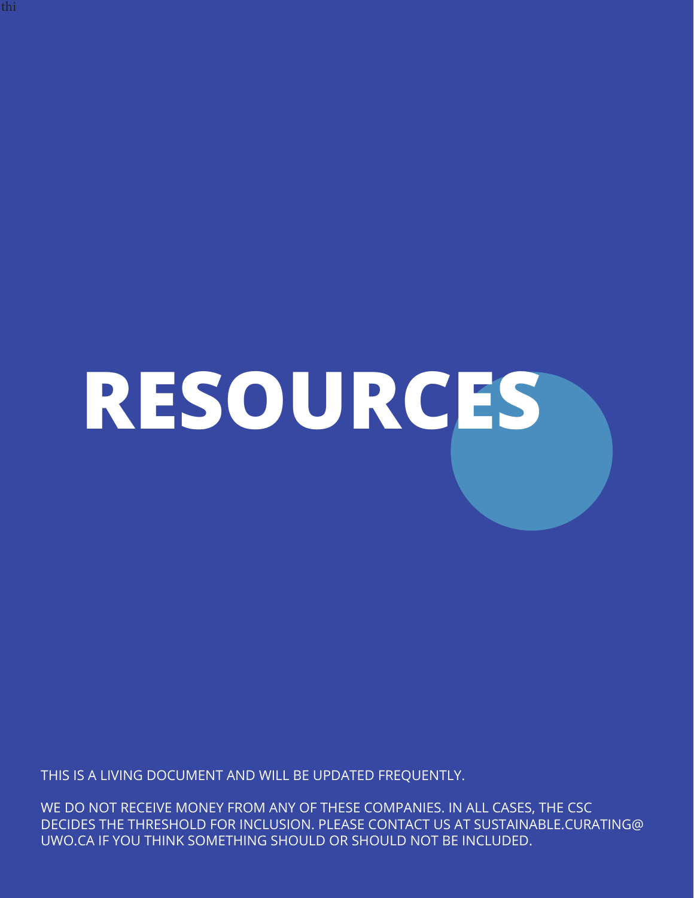thi

# RESOURCES

THIS IS A LIVING DOCUMENT AND WILL BE UPDATED FREQUENTLY.

WE DO NOT RECEIVE MONEY FROM ANY OF THESE COMPANIES. IN ALL CASES, THE CSC DECIDES THE THRESHOLD FOR INCLUSION. PLEASE CONTACT US AT SUSTAINABLE.CURATING@UWO.CA IF YOU THINK SOMETHING SHOULD OR SHOULD NOT BE INCLUDED.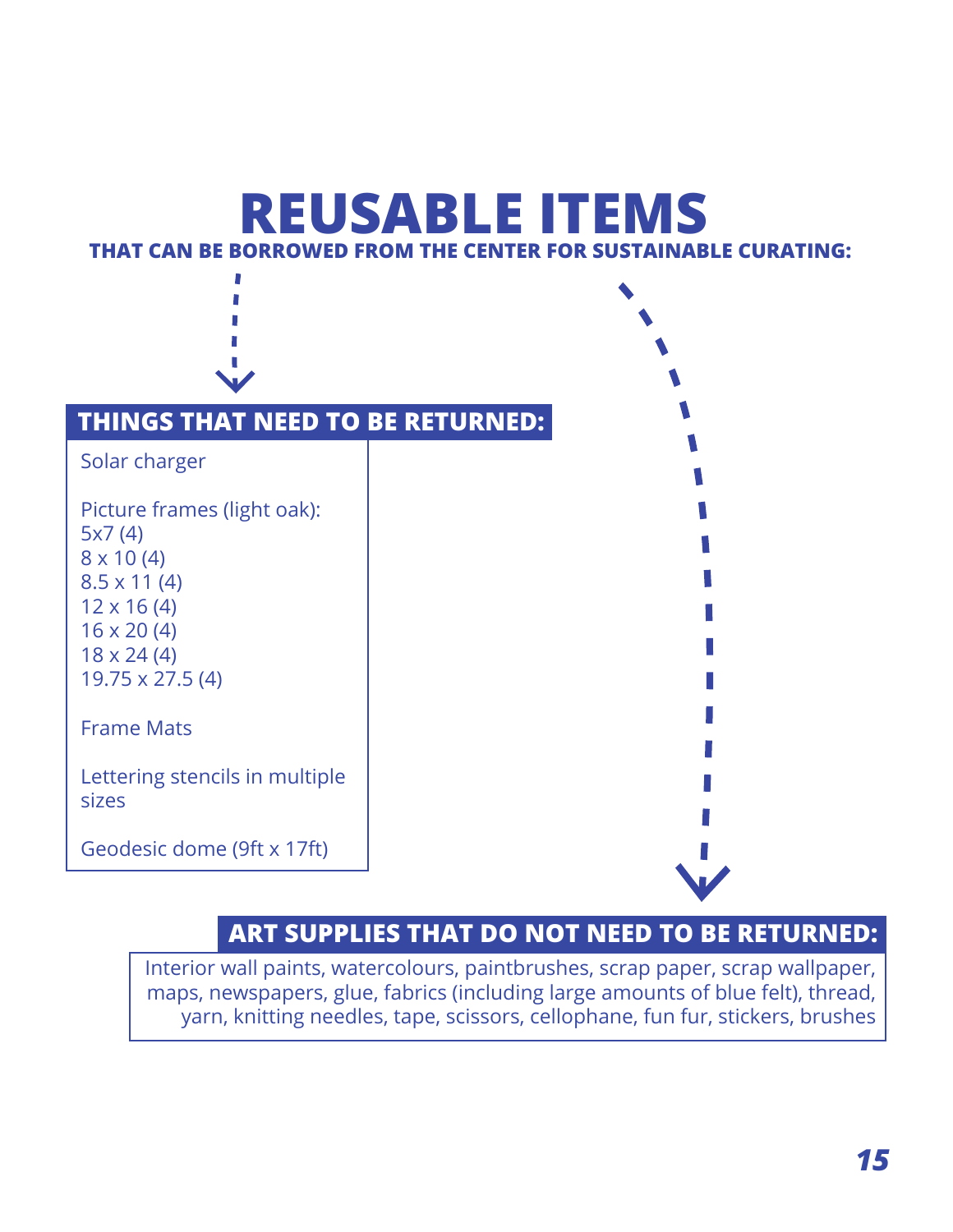# REUSABLE ITEMS

**THAT CAN BE BORROWED FROM THE CENTER FOR SUSTAINABLE CURATING:**

## THINGS THAT NEED TO BE RETURNED:

Solar charger

Picture frames (light oak):
5x7 (4)
8 x 10 (4)
8.5 x 11 (4)
12 x 16 (4)
16 x 20 (4)
18 x 24 (4)
19.75 x 27.5 (4)

Frame Mats

Lettering stencils in multiple sizes

Geodesic dome (9ft x 17ft)

## ART SUPPLIES THAT DO NOT NEED TO BE RETURNED:

Interior wall paints, watercolours, paintbrushes, scrap paper, scrap wallpaper, maps, newspapers, glue, fabrics (including large amounts of blue felt), thread, yarn, knitting needles, tape, scissors, cellophane, fun fur, stickers, brushes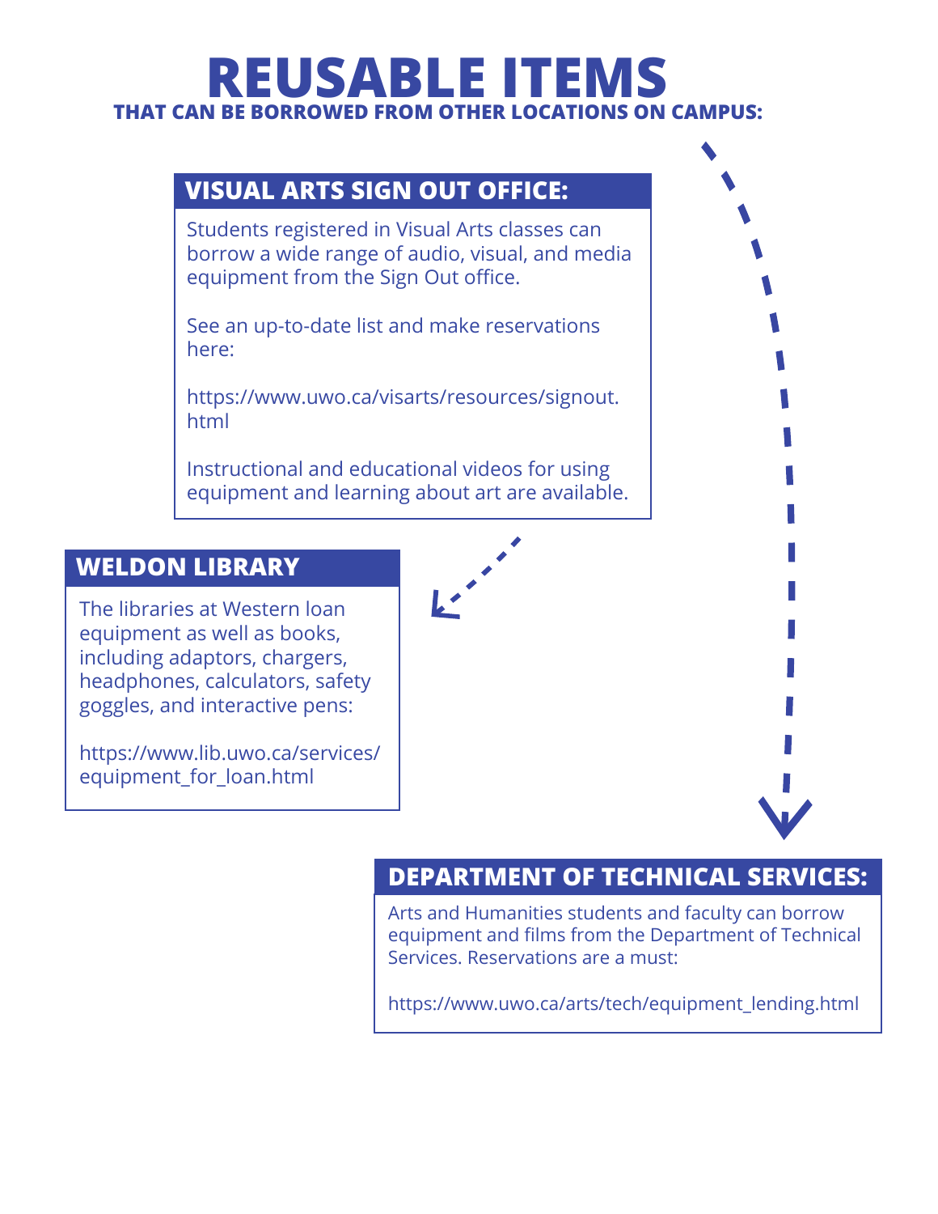# REUSABLE ITEMS

**THAT CAN BE BORROWED FROM OTHER LOCATIONS ON CAMPUS:**

## VISUAL ARTS SIGN OUT OFFICE:

Students registered in Visual Arts classes can borrow a wide range of audio, visual, and media equipment from the Sign Out office.

See an up-to-date list and make reservations here:

https://www.uwo.ca/visarts/resources/signout.html

Instructional and educational videos for using equipment and learning about art are available.

## WELDON LIBRARY

The libraries at Western loan equipment as well as books, including adaptors, chargers, headphones, calculators, safety goggles, and interactive pens:

https://www.lib.uwo.ca/services/equipment_for_loan.html

## DEPARTMENT OF TECHNICAL SERVICES:

Arts and Humanities students and faculty can borrow equipment and films from the Department of Technical Services. Reservations are a must:

https://www.uwo.ca/arts/tech/equipment_lending.html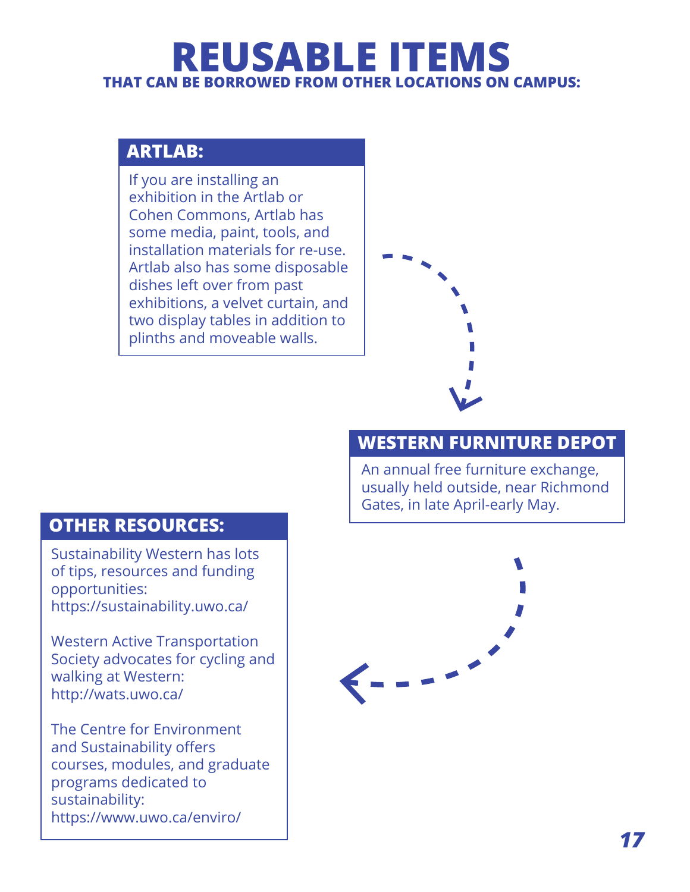# REUSABLE ITEMS

## THAT CAN BE BORROWED FROM OTHER LOCATIONS ON CAMPUS:

### ARTLAB:

If you are installing an exhibition in the Artlab or Cohen Commons, Artlab has some media, paint, tools, and installation materials for re-use. Artlab also has some disposable dishes left over from past exhibitions, a velvet curtain, and two display tables in addition to plinths and moveable walls.

### WESTERN FURNITURE DEPOT

An annual free furniture exchange, usually held outside, near Richmond Gates, in late April-early May.

### OTHER RESOURCES:

Sustainability Western has lots of tips, resources and funding opportunities: https://sustainability.uwo.ca/

Western Active Transportation Society advocates for cycling and walking at Western: http://wats.uwo.ca/

The Centre for Environment and Sustainability offers courses, modules, and graduate programs dedicated to sustainability: https://www.uwo.ca/enviro/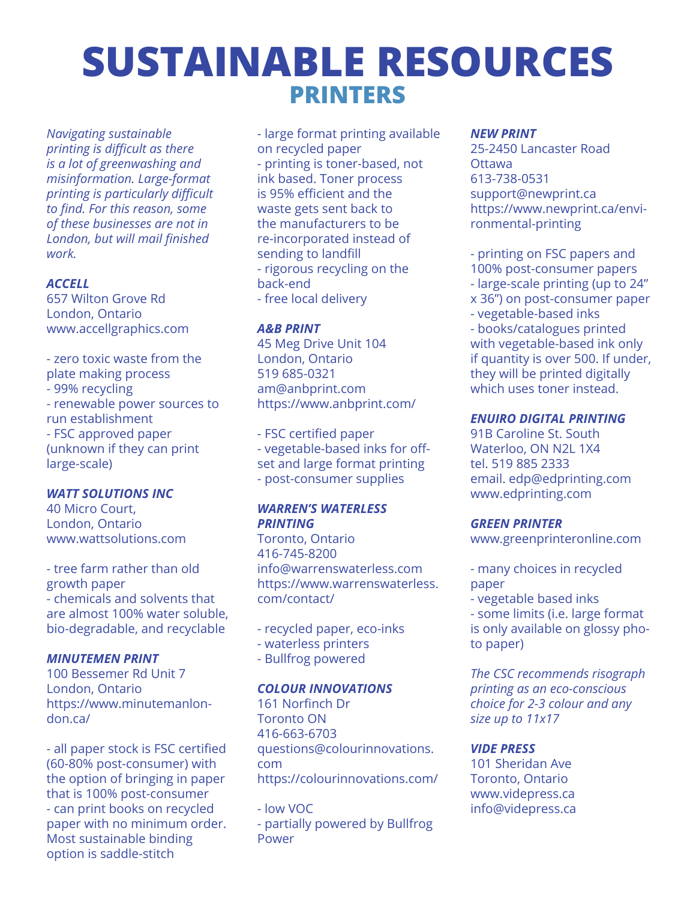# SUSTAINABLE RESOURCES

## PRINTERS

*Navigating sustainable printing is difficult as there is a lot of greenwashing and misinformation. Large-format printing is particularly difficult to find. For this reason, some of these businesses are not in London, but will mail finished work.*

***ACCELL***
657 Wilton Grove Rd
London, Ontario
www.accellgraphics.com

- zero toxic waste from the plate making process
- 99% recycling
- renewable power sources to run establishment
- FSC approved paper (unknown if they can print large-scale)

***WATT SOLUTIONS INC***
40 Micro Court,
London, Ontario
www.wattsolutions.com

- tree farm rather than old growth paper
- chemicals and solvents that are almost 100% water soluble, bio-degradable, and recyclable

***MINUTEMEN PRINT***
100 Bessemer Rd Unit 7
London, Ontario
https://www.minutemanlondon.ca/

- all paper stock is FSC certified (60-80% post-consumer) with the option of bringing in paper that is 100% post-consumer
- can print books on recycled paper with no minimum order. Most sustainable binding option is saddle-stitch
- large format printing available on recycled paper
- printing is toner-based, not ink based. Toner process is 95% efficient and the waste gets sent back to the manufacturers to be re-incorporated instead of sending to landfill
- rigorous recycling on the back-end
- free local delivery

***A&B PRINT***
45 Meg Drive Unit 104
London, Ontario
519 685-0321
am@anbprint.com
https://www.anbprint.com/

- FSC certified paper
- vegetable-based inks for off-set and large format printing
- post-consumer supplies

***WARREN'S WATERLESS PRINTING***
Toronto, Ontario
416-745-8200
info@warrenswaterless.com
https://www.warrenswaterless.com/contact/

- recycled paper, eco-inks
- waterless printers
- Bullfrog powered

***COLOUR INNOVATIONS***
161 Norfinch Dr
Toronto ON
416-663-6703
questions@colourinnovations.com
https://colourinnovations.com/

- low VOC
- partially powered by Bullfrog Power

***NEW PRINT***
25-2450 Lancaster Road
Ottawa
613-738-0531
support@newprint.ca
https://www.newprint.ca/environmental-printing

- printing on FSC papers and 100% post-consumer papers
- large-scale printing (up to 24" x 36") on post-consumer paper
- vegetable-based inks
- books/catalogues printed with vegetable-based ink only if quantity is over 500. If under, they will be printed digitally which uses toner instead.

***ENUIRO DIGITAL PRINTING***
91B Caroline St. South
Waterloo, ON N2L 1X4
tel. 519 885 2333
email. edp@edprinting.com
www.edprinting.com

***GREEN PRINTER***
www.greenprinteronline.com

- many choices in recycled paper
- vegetable based inks
- some limits (i.e. large format is only available on glossy photo paper)

*The CSC recommends risograph printing as an eco-conscious choice for 2-3 colour and any size up to 11x17*

***VIDE PRESS***
101 Sheridan Ave
Toronto, Ontario
www.videpress.ca
info@videpress.ca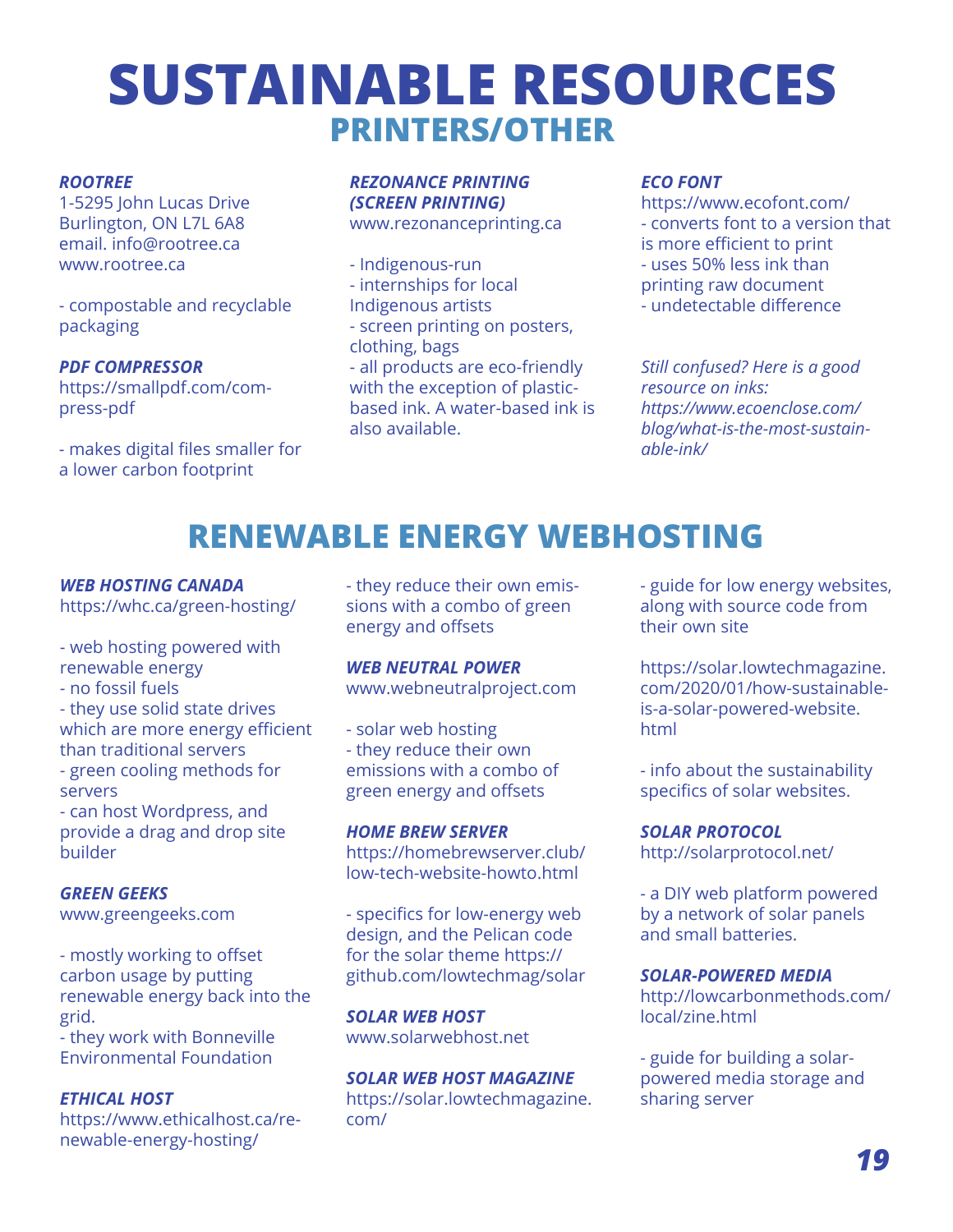# SUSTAINABLE RESOURCES

## PRINTERS/OTHER

***ROOTREE***
1-5295 John Lucas Drive
Burlington, ON L7L 6A8
email. info@rootree.ca
www.rootree.ca

- compostable and recyclable packaging

***PDF COMPRESSOR***
https://smallpdf.com/compress-pdf

- makes digital files smaller for a lower carbon footprint

***REZONANCE PRINTING (SCREEN PRINTING)***
www.rezonanceprinting.ca

- Indigenous-run
- internships for local Indigenous artists
- screen printing on posters, clothing, bags
- all products are eco-friendly with the exception of plastic-based ink. A water-based ink is also available.

***ECO FONT***
https://www.ecofont.com/
- converts font to a version that is more efficient to print
- uses 50% less ink than printing raw document
- undetectable difference

*Still confused? Here is a good resource on inks: https://www.ecoenclose.com/blog/what-is-the-most-sustainable-ink/*

## RENEWABLE ENERGY WEBHOSTING

***WEB HOSTING CANADA***
https://whc.ca/green-hosting/

- web hosting powered with renewable energy
- no fossil fuels
- they use solid state drives which are more energy efficient than traditional servers
- green cooling methods for servers
- can host Wordpress, and provide a drag and drop site builder

***GREEN GEEKS***
www.greengeeks.com

- mostly working to offset carbon usage by putting renewable energy back into the grid.
- they work with Bonneville Environmental Foundation

***ETHICAL HOST***
https://www.ethicalhost.ca/renewable-energy-hosting/

- they reduce their own emissions with a combo of green energy and offsets

***WEB NEUTRAL POWER***
www.webneutralproject.com

- solar web hosting
- they reduce their own emissions with a combo of green energy and offsets

***HOME BREW SERVER***
https://homebrewserver.club/low-tech-website-howto.html

- specifics for low-energy web design, and the Pelican code for the solar theme https://github.com/lowtechmag/solar

***SOLAR WEB HOST***
www.solarwebhost.net

***SOLAR WEB HOST MAGAZINE***
https://solar.lowtechmagazine.com/

- guide for low energy websites, along with source code from their own site

https://solar.lowtechmagazine.com/2020/01/how-sustainable-is-a-solar-powered-website.html

- info about the sustainability specifics of solar websites.

***SOLAR PROTOCOL***
http://solarprotocol.net/

- a DIY web platform powered by a network of solar panels and small batteries.

***SOLAR-POWERED MEDIA***
http://lowcarbonmethods.com/local/zine.html

- guide for building a solar-powered media storage and sharing server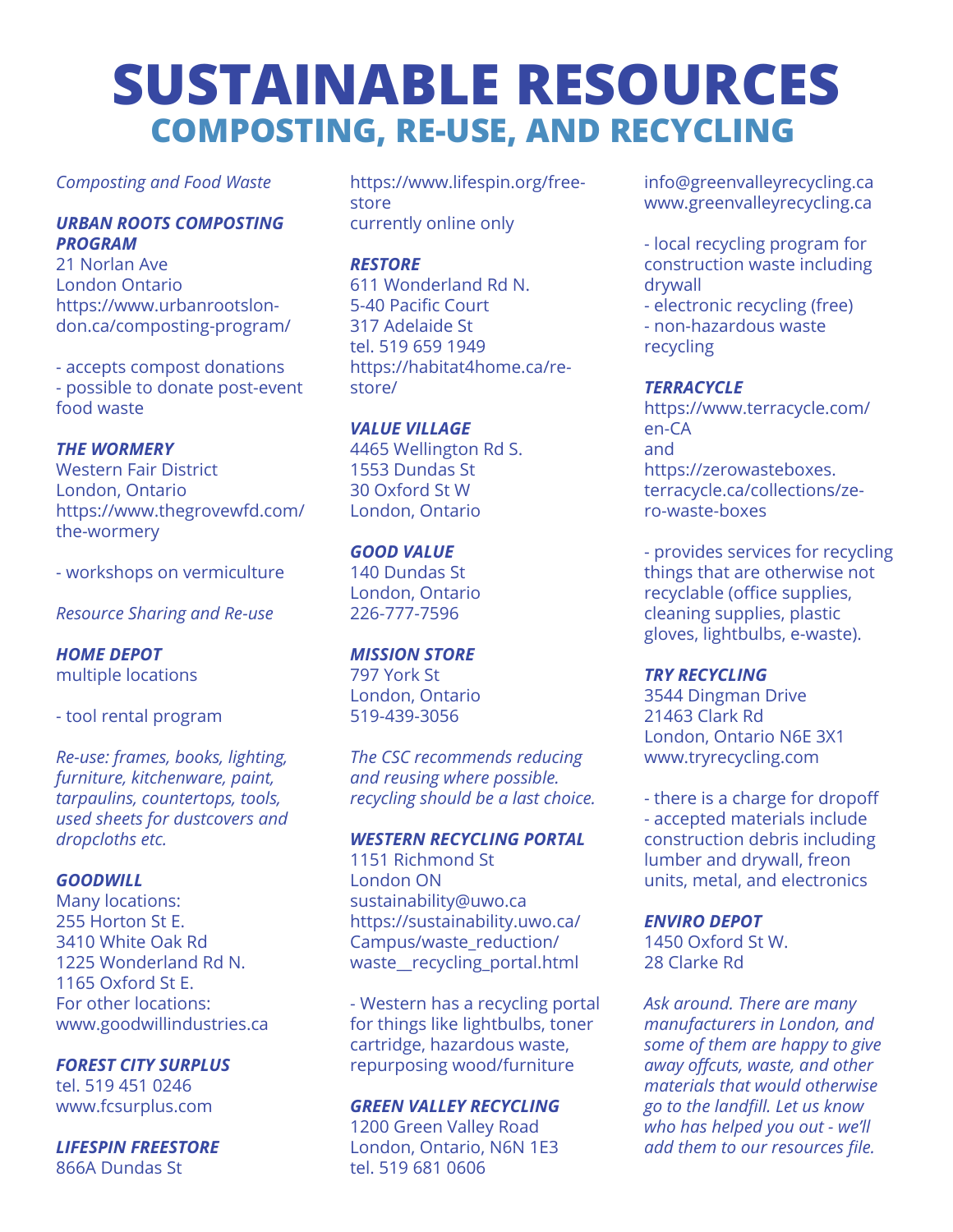# SUSTAINABLE RESOURCES

## COMPOSTING, RE-USE, AND RECYCLING

*Composting and Food Waste*

***URBAN ROOTS COMPOSTING PROGRAM***
21 Norlan Ave
London Ontario
https://www.urbanrootslondon.ca/composting-program/

- accepts compost donations
- possible to donate post-event food waste

***THE WORMERY***
Western Fair District
London, Ontario
https://www.thegrovewfd.com/the-wormery

- workshops on vermiculture

*Resource Sharing and Re-use*

***HOME DEPOT***
multiple locations

- tool rental program

*Re-use: frames, books, lighting, furniture, kitchenware, paint, tarpaulins, countertops, tools, used sheets for dustcovers and dropcloths etc.*

***GOODWILL***
Many locations:
255 Horton St E.
3410 White Oak Rd
1225 Wonderland Rd N.
1165 Oxford St E.
For other locations:
www.goodwillindustries.ca

***FOREST CITY SURPLUS***
tel. 519 451 0246
www.fcsurplus.com

***LIFESPIN FREESTORE***
866A Dundas St
https://www.lifespin.org/free-store
currently online only

***RESTORE***
611 Wonderland Rd N.
5-40 Pacific Court
317 Adelaide St
tel. 519 659 1949
https://habitat4home.ca/re-store/

***VALUE VILLAGE***
4465 Wellington Rd S.
1553 Dundas St
30 Oxford St W
London, Ontario

***GOOD VALUE***
140 Dundas St
London, Ontario
226-777-7596

***MISSION STORE***
797 York St
London, Ontario
519-439-3056

*The CSC recommends reducing and reusing where possible. recycling should be a last choice.*

***WESTERN RECYCLING PORTAL***
1151 Richmond St
London ON
sustainability@uwo.ca
https://sustainability.uwo.ca/Campus/waste_reduction/waste__recycling_portal.html

- Western has a recycling portal for things like lightbulbs, toner cartridge, hazardous waste, repurposing wood/furniture

***GREEN VALLEY RECYCLING***
1200 Green Valley Road
London, Ontario, N6N 1E3
tel. 519 681 0606
info@greenvalleyrecycling.ca
www.greenvalleyrecycling.ca

- local recycling program for construction waste including drywall
- electronic recycling (free)
- non-hazardous waste recycling

***TERRACYCLE***
https://www.terracycle.com/en-CA
and
https://zerowasteboxes.terracycle.ca/collections/zero-waste-boxes

- provides services for recycling things that are otherwise not recyclable (office supplies, cleaning supplies, plastic gloves, lightbulbs, e-waste).

***TRY RECYCLING***
3544 Dingman Drive
21463 Clark Rd
London, Ontario N6E 3X1
www.tryrecycling.com

- there is a charge for dropoff
- accepted materials include construction debris including lumber and drywall, freon units, metal, and electronics

***ENVIRO DEPOT***
1450 Oxford St W.
28 Clarke Rd

*Ask around. There are many manufacturers in London, and some of them are happy to give away offcuts, waste, and other materials that would otherwise go to the landfill. Let us know who has helped you out - we'll add them to our resources file.*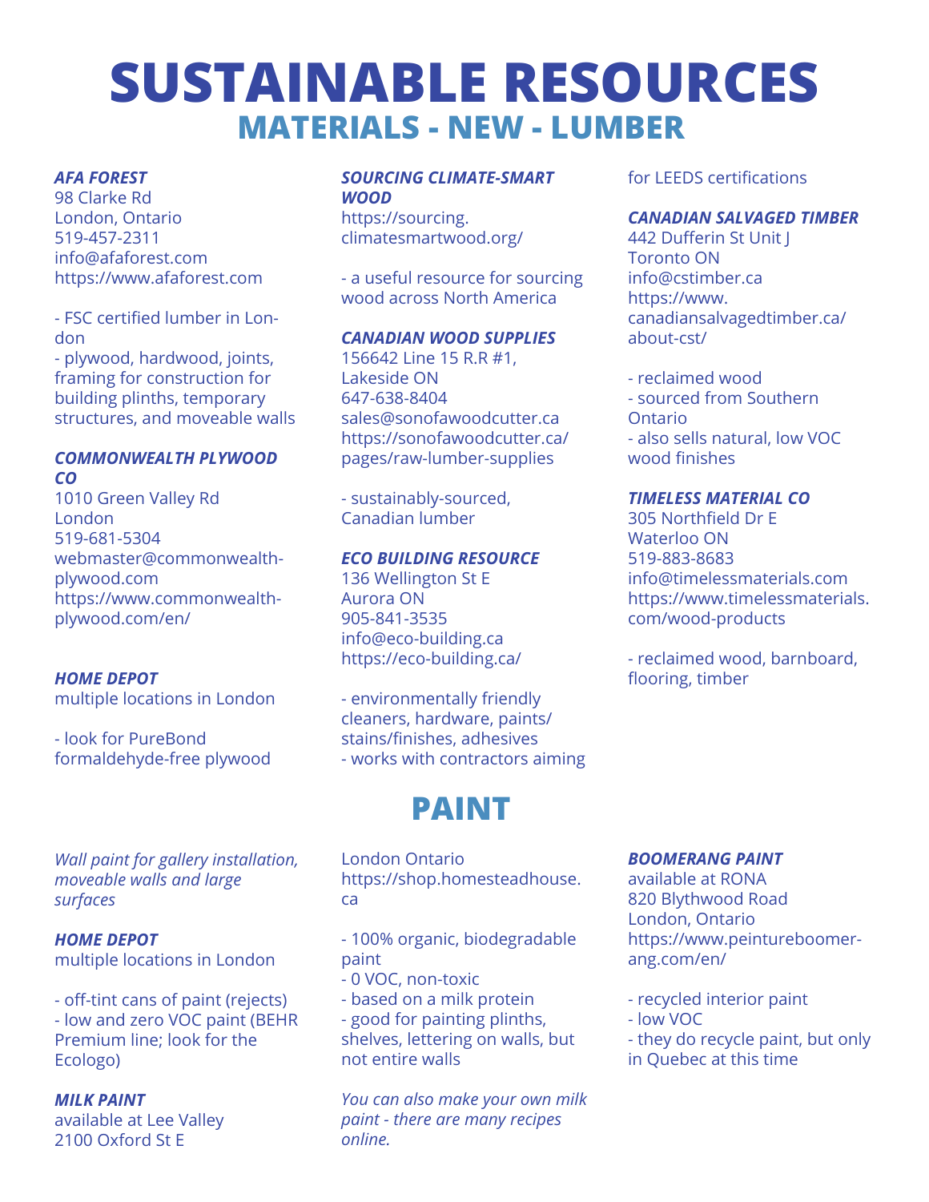# SUSTAINABLE RESOURCES

## MATERIALS - NEW - LUMBER

***AFA FOREST***
98 Clarke Rd
London, Ontario
519-457-2311
info@afaforest.com
https://www.afaforest.com

- FSC certified lumber in London
- plywood, hardwood, joints, framing for construction for building plinths, temporary structures, and moveable walls

***COMMONWEALTH PLYWOOD CO***
1010 Green Valley Rd
London
519-681-5304
webmaster@commonwealth-plywood.com
https://www.commonwealth-plywood.com/en/

***HOME DEPOT***
multiple locations in London

- look for PureBond formaldehyde-free plywood

***SOURCING CLIMATE-SMART WOOD***
https://sourcing.climatesmartwood.org/

- a useful resource for sourcing wood across North America

***CANADIAN WOOD SUPPLIES***
156642 Line 15 R.R #1,
Lakeside ON
647-638-8404
sales@sonofawoodcutter.ca
https://sonofawoodcutter.ca/pages/raw-lumber-supplies

- sustainably-sourced, Canadian lumber

***ECO BUILDING RESOURCE***
136 Wellington St E
Aurora ON
905-841-3535
info@eco-building.ca
https://eco-building.ca/

- environmentally friendly cleaners, hardware, paints/stains/finishes, adhesives
- works with contractors aiming for LEEDS certifications

***CANADIAN SALVAGED TIMBER***
442 Dufferin St Unit J
Toronto ON
info@cstimber.ca
https://www.canadiansalvagedtimber.ca/about-cst/

- reclaimed wood
- sourced from Southern Ontario
- also sells natural, low VOC wood finishes

***TIMELESS MATERIAL CO***
305 Northfield Dr E
Waterloo ON
519-883-8683
info@timelessmaterials.com
https://www.timelessmaterials.com/wood-products

- reclaimed wood, barnboard, flooring, timber

## PAINT

*Wall paint for gallery installation, moveable walls and large surfaces*

***HOME DEPOT***
multiple locations in London

- off-tint cans of paint (rejects)
- low and zero VOC paint (BEHR Premium line; look for the Ecologo)

***MILK PAINT***
available at Lee Valley
2100 Oxford St E
London Ontario
https://shop.homesteadhouse.ca

- 100% organic, biodegradable paint
- 0 VOC, non-toxic
- based on a milk protein
- good for painting plinths, shelves, lettering on walls, but not entire walls

*You can also make your own milk paint - there are many recipes online.*

***BOOMERANG PAINT***
available at RONA
820 Blythwood Road
London, Ontario
https://www.peintureboomerang.com/en/

- recycled interior paint
- low VOC
- they do recycle paint, but only in Quebec at this time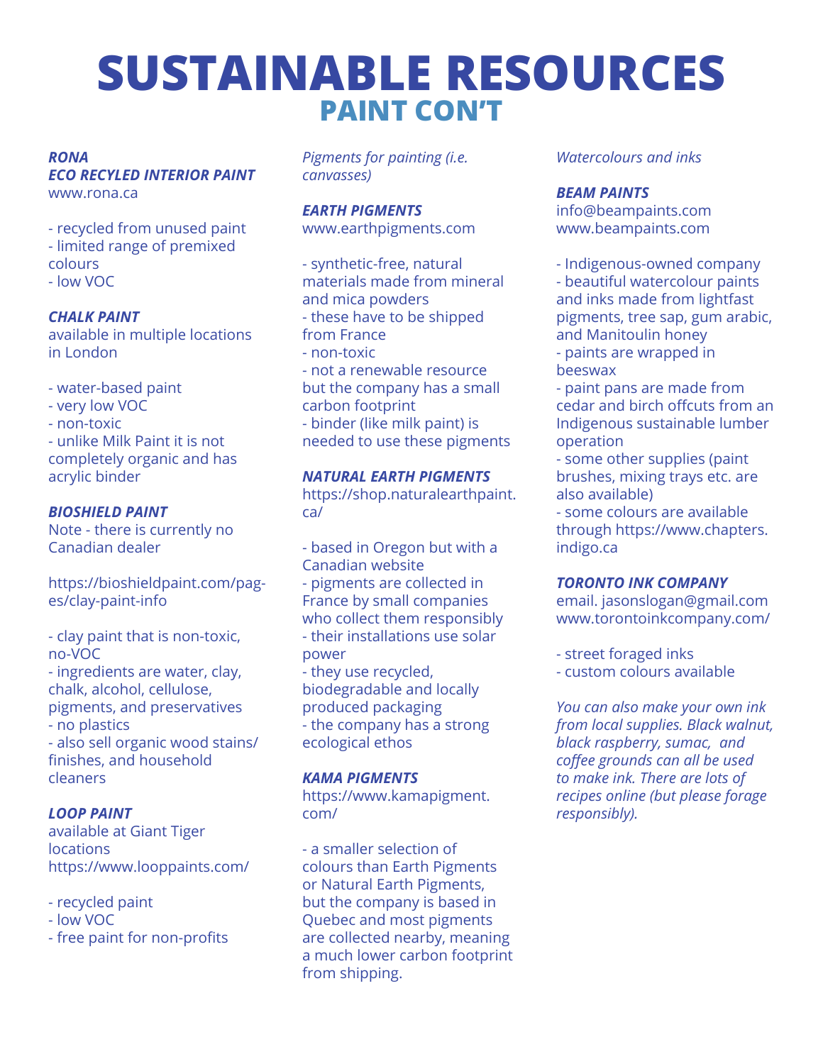# SUSTAINABLE RESOURCES

## PAINT CON'T

***RONA***
***ECO RECYLED INTERIOR PAINT***
www.rona.ca

- recycled from unused paint
- limited range of premixed colours
- low VOC

***CHALK PAINT***
available in multiple locations in London

- water-based paint
- very low VOC
- non-toxic
- unlike Milk Paint it is not completely organic and has acrylic binder

***BIOSHIELD PAINT***
Note - there is currently no Canadian dealer

https://bioshieldpaint.com/pages/clay-paint-info

- clay paint that is non-toxic, no-VOC
- ingredients are water, clay, chalk, alcohol, cellulose, pigments, and preservatives
- no plastics
- also sell organic wood stains/finishes, and household cleaners

***LOOP PAINT***
available at Giant Tiger locations
https://www.looppaints.com/

- recycled paint
- low VOC
- free paint for non-profits

*Pigments for painting (i.e. canvasses)*

***EARTH PIGMENTS***
www.earthpigments.com

- synthetic-free, natural materials made from mineral and mica powders
- these have to be shipped from France
- non-toxic
- not a renewable resource but the company has a small carbon footprint
- binder (like milk paint) is needed to use these pigments

***NATURAL EARTH PIGMENTS***
https://shop.naturalearthpaint.ca/

- based in Oregon but with a Canadian website
- pigments are collected in France by small companies who collect them responsibly
- their installations use solar power
- they use recycled, biodegradable and locally produced packaging
- the company has a strong ecological ethos

***KAMA PIGMENTS***
https://www.kamapigment.com/

- a smaller selection of colours than Earth Pigments or Natural Earth Pigments, but the company is based in Quebec and most pigments are collected nearby, meaning a much lower carbon footprint from shipping.

*Watercolours and inks*

***BEAM PAINTS***
info@beampaints.com
www.beampaints.com

- Indigenous-owned company
- beautiful watercolour paints and inks made from lightfast pigments, tree sap, gum arabic, and Manitoulin honey
- paints are wrapped in beeswax
- paint pans are made from cedar and birch offcuts from an Indigenous sustainable lumber operation
- some other supplies (paint brushes, mixing trays etc. are also available)
- some colours are available through https://www.chapters.indigo.ca

***TORONTO INK COMPANY***
email. jasonslogan@gmail.com
www.torontoinkcompany.com/

- street foraged inks
- custom colours available

*You can also make your own ink from local supplies. Black walnut, black raspberry, sumac, and coffee grounds can all be used to make ink. There are lots of recipes online (but please forage responsibly).*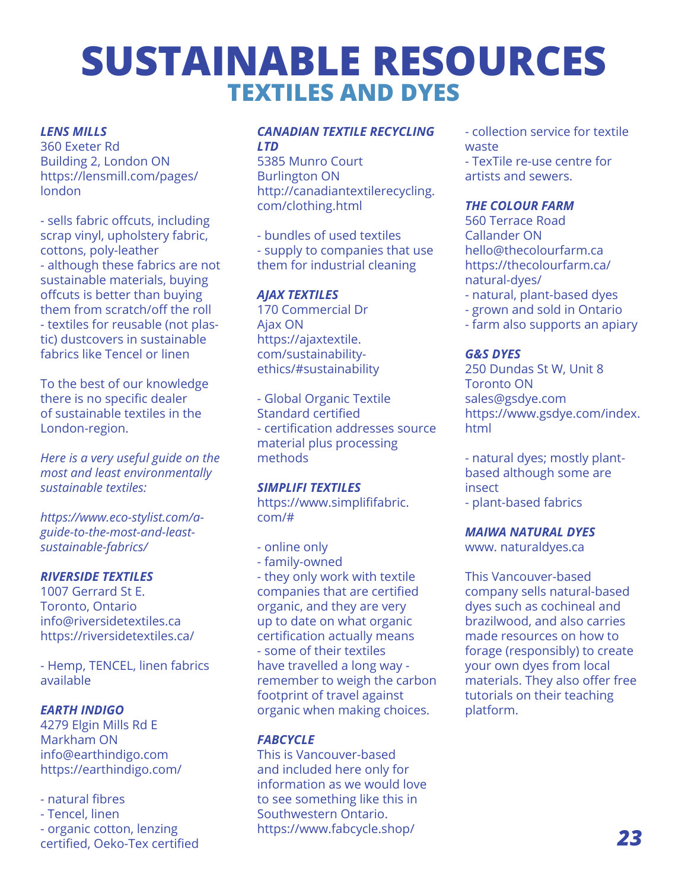# SUSTAINABLE RESOURCES
## TEXTILES AND DYES

***LENS MILLS***
360 Exeter Rd
Building 2, London ON
https://lensmill.com/pages/london

- sells fabric offcuts, including scrap vinyl, upholstery fabric, cottons, poly-leather
- although these fabrics are not sustainable materials, buying offcuts is better than buying them from scratch/off the roll
- textiles for reusable (not plastic) dustcovers in sustainable fabrics like Tencel or linen

To the best of our knowledge there is no specific dealer of sustainable textiles in the London-region.

*Here is a very useful guide on the most and least environmentally sustainable textiles:*

*https://www.eco-stylist.com/a-guide-to-the-most-and-least-sustainable-fabrics/*

***RIVERSIDE TEXTILES***
1007 Gerrard St E.
Toronto, Ontario
info@riversidetextiles.ca
https://riversidetextiles.ca/

- Hemp, TENCEL, linen fabrics available

***EARTH INDIGO***
4279 Elgin Mills Rd E
Markham ON
info@earthindigo.com
https://earthindigo.com/

- natural fibres
- Tencel, linen
- organic cotton, lenzing certified, Oeko-Tex certified

***CANADIAN TEXTILE RECYCLING LTD***
5385 Munro Court
Burlington ON
http://canadiantextilerecycling.com/clothing.html

- bundles of used textiles
- supply to companies that use them for industrial cleaning

***AJAX TEXTILES***
170 Commercial Dr
Ajax ON
https://ajaxtextile.com/sustainability-ethics/#sustainability

- Global Organic Textile Standard certified
- certification addresses source material plus processing methods

***SIMPLIFI TEXTILES***
https://www.simplififabric.com/#

- online only
- family-owned
- they only work with textile companies that are certified organic, and they are very up to date on what organic certification actually means
- some of their textiles have travelled a long way - remember to weigh the carbon footprint of travel against organic when making choices.

***FABCYCLE***
This is Vancouver-based and included here only for information as we would love to see something like this in Southwestern Ontario.
https://www.fabcycle.shop/

- collection service for textile waste
- TexTile re-use centre for artists and sewers.

***THE COLOUR FARM***
560 Terrace Road
Callander ON
hello@thecolourfarm.ca
https://thecolourfarm.ca/natural-dyes/
- natural, plant-based dyes
- grown and sold in Ontario
- farm also supports an apiary

***G&S DYES***
250 Dundas St W, Unit 8
Toronto ON
sales@gsdye.com
https://www.gsdye.com/index.html

- natural dyes; mostly plant-based although some are insect
- plant-based fabrics

***MAIWA NATURAL DYES***
www. naturaldyes.ca

This Vancouver-based company sells natural-based dyes such as cochineal and brazilwood, and also carries made resources on how to forage (responsibly) to create your own dyes from local materials. They also offer free tutorials on their teaching platform.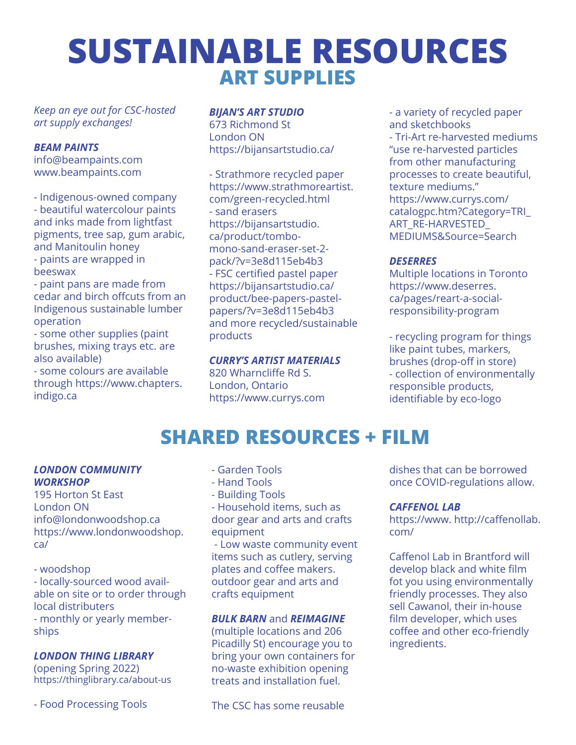# SUSTAINABLE RESOURCES

## ART SUPPLIES

*Keep an eye out for CSC-hosted art supply exchanges!*

***BEAM PAINTS***
info@beampaints.com
www.beampaints.com

- Indigenous-owned company
- beautiful watercolour paints and inks made from lightfast pigments, tree sap, gum arabic, and Manitoulin honey
- paints are wrapped in beeswax
- paint pans are made from cedar and birch offcuts from an Indigenous sustainable lumber operation
- some other supplies (paint brushes, mixing trays etc. are also available)
- some colours are available through https://www.chapters.indigo.ca

***BIJAN'S ART STUDIO***
673 Richmond St
London ON
https://bijansartstudio.ca/

- Strathmore recycled paper https://www.strathmoreartist.com/green-recycled.html
- sand erasers https://bijansartstudio.ca/product/tombo-mono-sand-eraser-set-2-pack/?v=3e8d115eb4b3
- FSC certified pastel paper https://bijansartstudio.ca/product/bee-papers-pastel-papers/?v=3e8d115eb4b3 and more recycled/sustainable products

***CURRY'S ARTIST MATERIALS***
820 Wharncliffe Rd S.
London, Ontario
https://www.currys.com

- a variety of recycled paper and sketchbooks
- Tri-Art re-harvested mediums "use re-harvested particles from other manufacturing processes to create beautiful, texture mediums." https://www.currys.com/catalogpc.htm?Category=TRI_ART_RE-HARVESTED_MEDIUMS&Source=Search

***DESERRES***
Multiple locations in Toronto
https://www.deserres.ca/pages/reart-a-social-responsibility-program

- recycling program for things like paint tubes, markers, brushes (drop-off in store)
- collection of environmentally responsible products, identifiable by eco-logo

## SHARED RESOURCES + FILM

***LONDON COMMUNITY WORKSHOP***
195 Horton St East
London ON
info@londonwoodshop.ca
https://www.londonwoodshop.ca/

- woodshop
- locally-sourced wood available on site or to order through local distributers
- monthly or yearly memberships

***LONDON THING LIBRARY***
(opening Spring 2022)
https://thinglibrary.ca/about-us

- Food Processing Tools
- Garden Tools
- Hand Tools
- Building Tools
- Household items, such as door gear and arts and crafts equipment
- Low waste community event items such as cutlery, serving plates and coffee makers. outdoor gear and arts and crafts equipment

***BULK BARN*** and ***REIMAGINE*** (multiple locations and 206 Picadilly St) encourage you to bring your own containers for no-waste exhibition opening treats and installation fuel.

The CSC has some reusable dishes that can be borrowed once COVID-regulations allow.

***CAFFENOL LAB***
https://www. http://caffenollab.com/

Caffenol Lab in Brantford will develop black and white film fot you using environmentally friendly processes. They also sell Cawanol, their in-house film developer, which uses coffee and other eco-friendly ingredients.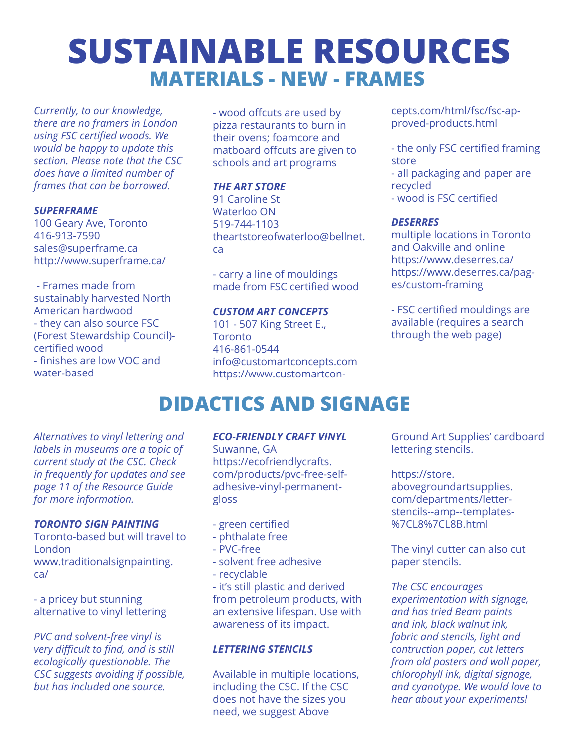# SUSTAINABLE RESOURCES

## MATERIALS - NEW - FRAMES

*Currently, to our knowledge, there are no framers in London using FSC certified woods. We would be happy to update this section. Please note that the CSC does have a limited number of frames that can be borrowed.*

***SUPERFRAME***
100 Geary Ave, Toronto
416-913-7590
sales@superframe.ca
http://www.superframe.ca/

- Frames made from sustainably harvested North American hardwood
- they can also source FSC (Forest Stewardship Council)-certified wood
- finishes are low VOC and water-based
- wood offcuts are used by pizza restaurants to burn in their ovens; foamcore and matboard offcuts are given to schools and art programs

***THE ART STORE***
91 Caroline St
Waterloo ON
519-744-1103
theartstoreofwaterloo@bellnet.ca

- carry a line of mouldings made from FSC certified wood

***CUSTOM ART CONCEPTS***
101 - 507 King Street E., Toronto
416-861-0544
info@customartconcepts.com
https://www.customartconcepts.com/html/fsc/fsc-approved-products.html

- the only FSC certified framing store
- all packaging and paper are recycled
- wood is FSC certified

***DESERRES***
multiple locations in Toronto and Oakville and online
https://www.deserres.ca/
https://www.deserres.ca/pages/custom-framing

- FSC certified mouldings are available (requires a search through the web page)

## DIDACTICS AND SIGNAGE

*Alternatives to vinyl lettering and labels in museums are a topic of current study at the CSC. Check in frequently for updates and see page 11 of the Resource Guide for more information.*

***TORONTO SIGN PAINTING***
Toronto-based but will travel to London
www.traditionalsignpainting.ca/

- a pricey but stunning alternative to vinyl lettering

*PVC and solvent-free vinyl is very difficult to find, and is still ecologically questionable. The CSC suggests avoiding if possible, but has included one source.*

***ECO-FRIENDLY CRAFT VINYL***
Suwanne, GA
https://ecofriendlycrafts.com/products/pvc-free-self-adhesive-vinyl-permanent-gloss

- green certified
- phthalate free
- PVC-free
- solvent free adhesive
- recyclable
- it's still plastic and derived from petroleum products, with an extensive lifespan. Use with awareness of its impact.

***LETTERING STENCILS***

Available in multiple locations, including the CSC. If the CSC does not have the sizes you need, we suggest Above Ground Art Supplies' cardboard lettering stencils.

https://store.abovegroundartsupplies.com/departments/letter-stencils--amp--templates-%7CL8%7CL8B.html

The vinyl cutter can also cut paper stencils.

*The CSC encourages experimentation with signage, and has tried Beam paints and ink, black walnut ink, fabric and stencils, light and contruction paper, cut letters from old posters and wall paper, chlorophyll ink, digital signage, and cyanotype. We would love to hear about your experiments!*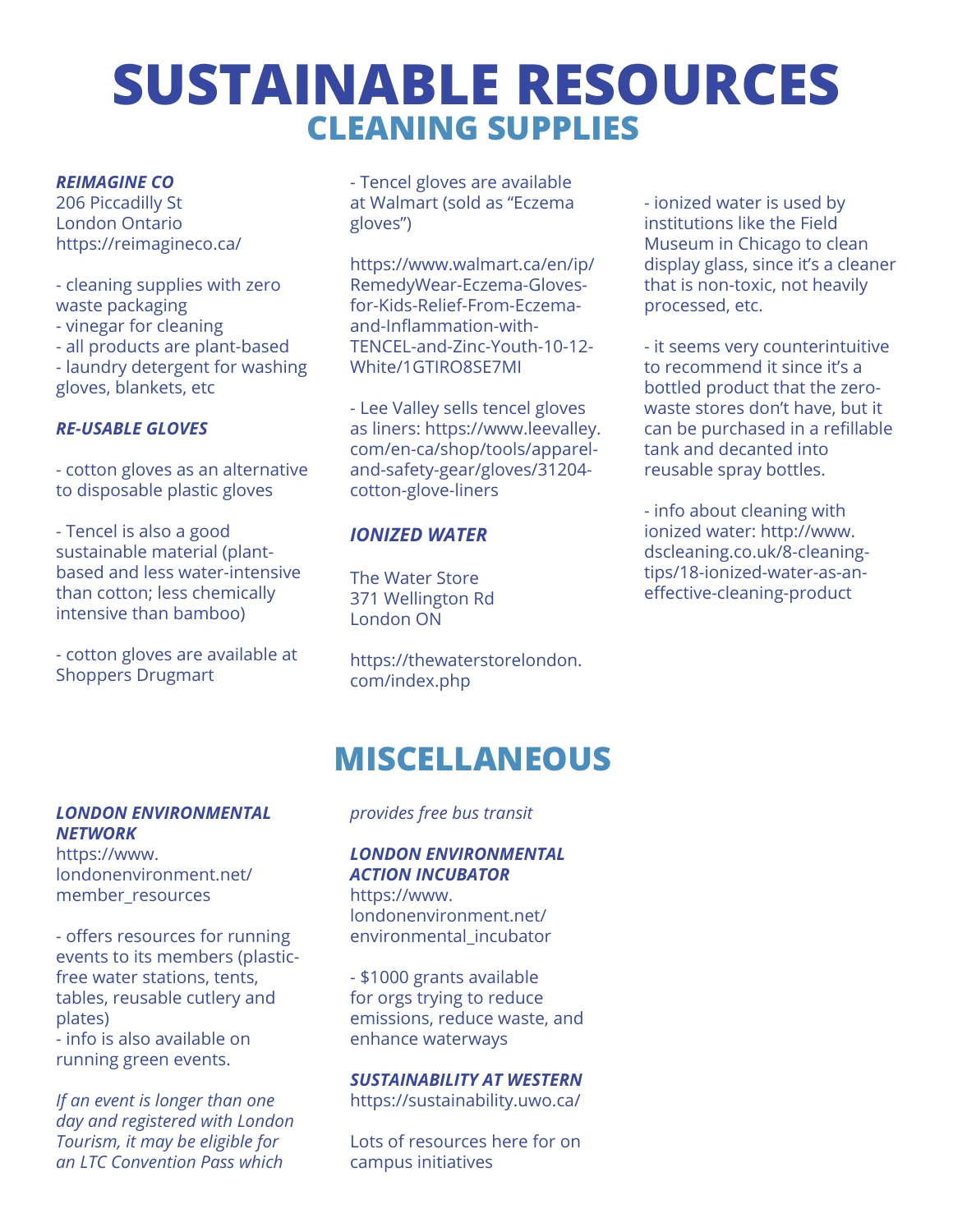# SUSTAINABLE RESOURCES

## CLEANING SUPPLIES

***REIMAGINE CO***
206 Piccadilly St
London Ontario
https://reimagineco.ca/

- cleaning supplies with zero waste packaging
- vinegar for cleaning
- all products are plant-based
- laundry detergent for washing gloves, blankets, etc

***RE-USABLE GLOVES***

- cotton gloves as an alternative to disposable plastic gloves

- Tencel is also a good sustainable material (plant-based and less water-intensive than cotton; less chemically intensive than bamboo)

- cotton gloves are available at Shoppers Drugmart

- Tencel gloves are available at Walmart (sold as "Eczema gloves")

https://www.walmart.ca/en/ip/RemedyWear-Eczema-Gloves-for-Kids-Relief-From-Eczema-and-Inflammation-with-TENCEL-and-Zinc-Youth-10-12-White/1GTIRO8SE7MI

- Lee Valley sells tencel gloves as liners: https://www.leevalley.com/en-ca/shop/tools/apparel-and-safety-gear/gloves/31204-cotton-glove-liners

***IONIZED WATER***

The Water Store
371 Wellington Rd
London ON

https://thewaterstorelondon.com/index.php

- ionized water is used by institutions like the Field Museum in Chicago to clean display glass, since it's a cleaner that is non-toxic, not heavily processed, etc.

- it seems very counterintuitive to recommend it since it's a bottled product that the zero-waste stores don't have, but it can be purchased in a refillable tank and decanted into reusable spray bottles.

- info about cleaning with ionized water: http://www.dscleaning.co.uk/8-cleaning-tips/18-ionized-water-as-an-effective-cleaning-product

## MISCELLANEOUS

***LONDON ENVIRONMENTAL NETWORK***
https://www.londonenvironment.net/member_resources

- offers resources for running events to its members (plastic-free water stations, tents, tables, reusable cutlery and plates)
- info is also available on running green events.

*If an event is longer than one day and registered with London Tourism, it may be eligible for an LTC Convention Pass which provides free bus transit*

***LONDON ENVIRONMENTAL ACTION INCUBATOR***
https://www.londonenvironment.net/environmental_incubator

- $1000 grants available for orgs trying to reduce emissions, reduce waste, and enhance waterways

***SUSTAINABILITY AT WESTERN***
https://sustainability.uwo.ca/

Lots of resources here for on campus initiatives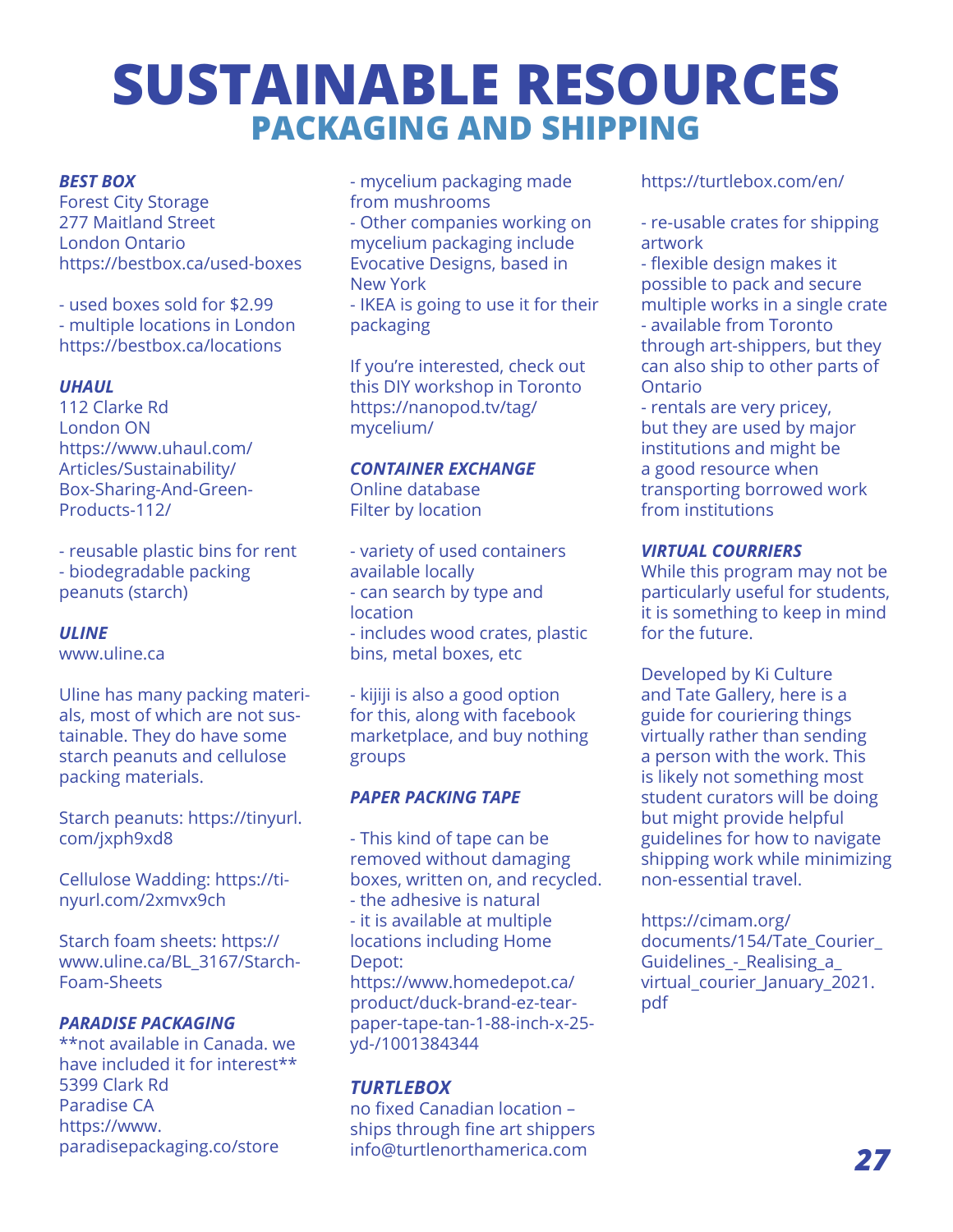# SUSTAINABLE RESOURCES
## PACKAGING AND SHIPPING

***BEST BOX***
Forest City Storage
277 Maitland Street
London Ontario
https://bestbox.ca/used-boxes

- used boxes sold for $2.99
- multiple locations in London https://bestbox.ca/locations

***UHAUL***
112 Clarke Rd
London ON
https://www.uhaul.com/Articles/Sustainability/Box-Sharing-And-Green-Products-112/

- reusable plastic bins for rent
- biodegradable packing peanuts (starch)

***ULINE***
www.uline.ca

Uline has many packing materials, most of which are not sustainable. They do have some starch peanuts and cellulose packing materials.

Starch peanuts: https://tinyurl.com/jxph9xd8

Cellulose Wadding: https://tinyurl.com/2xmvx9ch

Starch foam sheets: https://www.uline.ca/BL_3167/Starch-Foam-Sheets

***PARADISE PACKAGING***
**not available in Canada. we have included it for interest**
5399 Clark Rd
Paradise CA
https://www.paradisepackaging.co/store

- mycelium packaging made from mushrooms
- Other companies working on mycelium packaging include Evocative Designs, based in New York
- IKEA is going to use it for their packaging

If you're interested, check out this DIY workshop in Toronto https://nanopod.tv/tag/mycelium/

***CONTAINER EXCHANGE***
Online database
Filter by location

- variety of used containers available locally
- can search by type and location
- includes wood crates, plastic bins, metal boxes, etc

- kijiji is also a good option for this, along with facebook marketplace, and buy nothing groups

***PAPER PACKING TAPE***

- This kind of tape can be removed without damaging boxes, written on, and recycled.
- the adhesive is natural
- it is available at multiple locations including Home Depot: https://www.homedepot.ca/product/duck-brand-ez-tear-paper-tape-tan-1-88-inch-x-25-yd-/1001384344

***TURTLEBOX***
no fixed Canadian location – ships through fine art shippers
info@turtlenorthamerica.com
https://turtlebox.com/en/

- re-usable crates for shipping artwork
- flexible design makes it possible to pack and secure multiple works in a single crate
- available from Toronto through art-shippers, but they can also ship to other parts of Ontario
- rentals are very pricey, but they are used by major institutions and might be a good resource when transporting borrowed work from institutions

***VIRTUAL COURRIERS***
While this program may not be particularly useful for students, it is something to keep in mind for the future.

Developed by Ki Culture and Tate Gallery, here is a guide for couriering things virtually rather than sending a person with the work. This is likely not something most student curators will be doing but might provide helpful guidelines for how to navigate shipping work while minimizing non-essential travel.

https://cimam.org/documents/154/Tate_Courier_Guidelines_-_Realising_a_virtual_courier_January_2021.pdf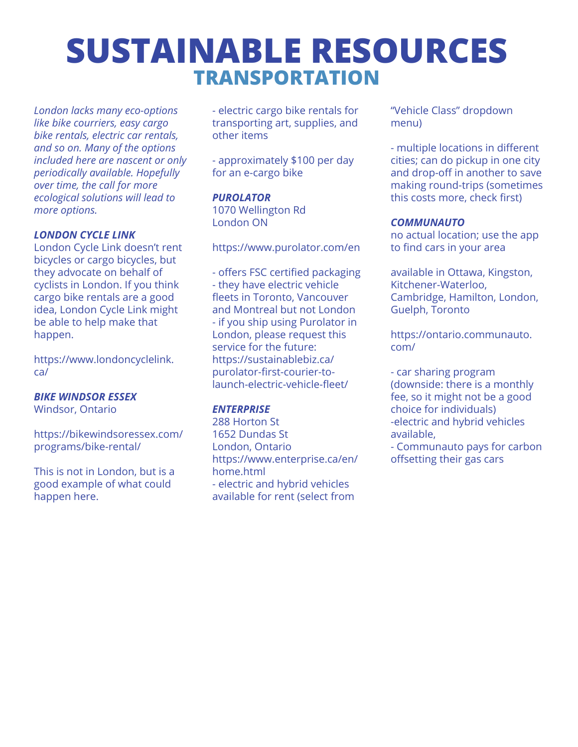# SUSTAINABLE RESOURCES

## TRANSPORTATION

*London lacks many eco-options like bike courriers, easy cargo bike rentals, electric car rentals, and so on. Many of the options included here are nascent or only periodically available. Hopefully over time, the call for more ecological solutions will lead to more options.*

***LONDON CYCLE LINK***

London Cycle Link doesn't rent bicycles or cargo bicycles, but they advocate on behalf of cyclists in London. If you think cargo bike rentals are a good idea, London Cycle Link might be able to help make that happen.

https://www.londoncyclelink.ca/

***BIKE WINDSOR ESSEX***

Windsor, Ontario

https://bikewindsoressex.com/programs/bike-rental/

This is not in London, but is a good example of what could happen here.

- electric cargo bike rentals for transporting art, supplies, and other items

- approximately $100 per day for an e-cargo bike

***PUROLATOR***

1070 Wellington Rd
London ON

https://www.purolator.com/en

- offers FSC certified packaging
- they have electric vehicle fleets in Toronto, Vancouver and Montreal but not London
- if you ship using Purolator in London, please request this service for the future: https://sustainablebiz.ca/purolator-first-courier-to-launch-electric-vehicle-fleet/

***ENTERPRISE***

288 Horton St
1652 Dundas St
London, Ontario
https://www.enterprise.ca/en/home.html
- electric and hybrid vehicles available for rent (select from "Vehicle Class" dropdown menu)

- multiple locations in different cities; can do pickup in one city and drop-off in another to save making round-trips (sometimes this costs more, check first)

***COMMUNAUTO***

no actual location; use the app to find cars in your area

available in Ottawa, Kingston, Kitchener-Waterloo, Cambridge, Hamilton, London, Guelph, Toronto

https://ontario.communauto.com/

- car sharing program (downside: there is a monthly fee, so it might not be a good choice for individuals)
-electric and hybrid vehicles available,
- Communauto pays for carbon offsetting their gas cars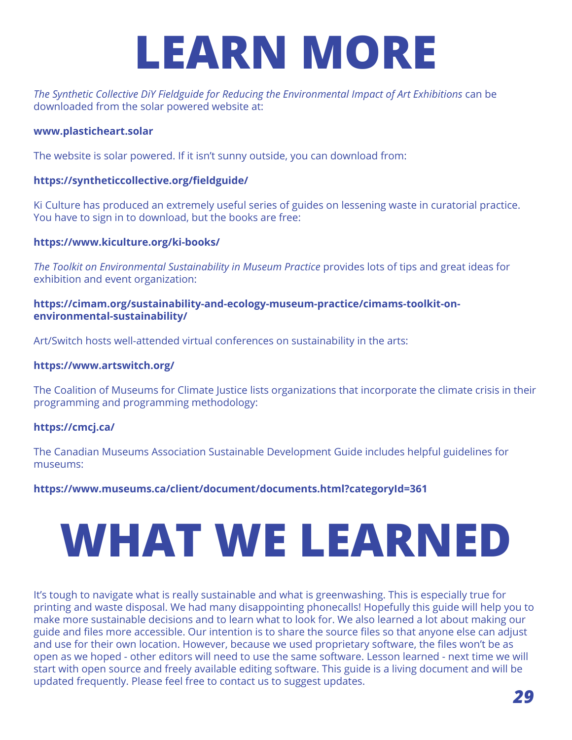# LEARN MORE

*The Synthetic Collective DiY Fieldguide for Reducing the Environmental Impact of Art Exhibitions* can be downloaded from the solar powered website at:

**www.plasticheart.solar**

The website is solar powered. If it isn't sunny outside, you can download from:

**https://syntheticcollective.org/fieldguide/**

Ki Culture has produced an extremely useful series of guides on lessening waste in curatorial practice. You have to sign in to download, but the books are free:

**https://www.kiculture.org/ki-books/**

*The Toolkit on Environmental Sustainability in Museum Practice* provides lots of tips and great ideas for exhibition and event organization:

**https://cimam.org/sustainability-and-ecology-museum-practice/cimams-toolkit-on-environmental-sustainability/**

Art/Switch hosts well-attended virtual conferences on sustainability in the arts:

**https://www.artswitch.org/**

The Coalition of Museums for Climate Justice lists organizations that incorporate the climate crisis in their programming and programming methodology:

**https://cmcj.ca/**

The Canadian Museums Association Sustainable Development Guide includes helpful guidelines for museums:

**https://www.museums.ca/client/document/documents.html?categoryId=361**

# WHAT WE LEARNED

It's tough to navigate what is really sustainable and what is greenwashing. This is especially true for printing and waste disposal. We had many disappointing phonecalls! Hopefully this guide will help you to make more sustainable decisions and to learn what to look for. We also learned a lot about making our guide and files more accessible. Our intention is to share the source files so that anyone else can adjust and use for their own location. However, because we used proprietary software, the files won't be as open as we hoped - other editors will need to use the same software. Lesson learned - next time we will start with open source and freely available editing software. This guide is a living document and will be updated frequently. Please feel free to contact us to suggest updates.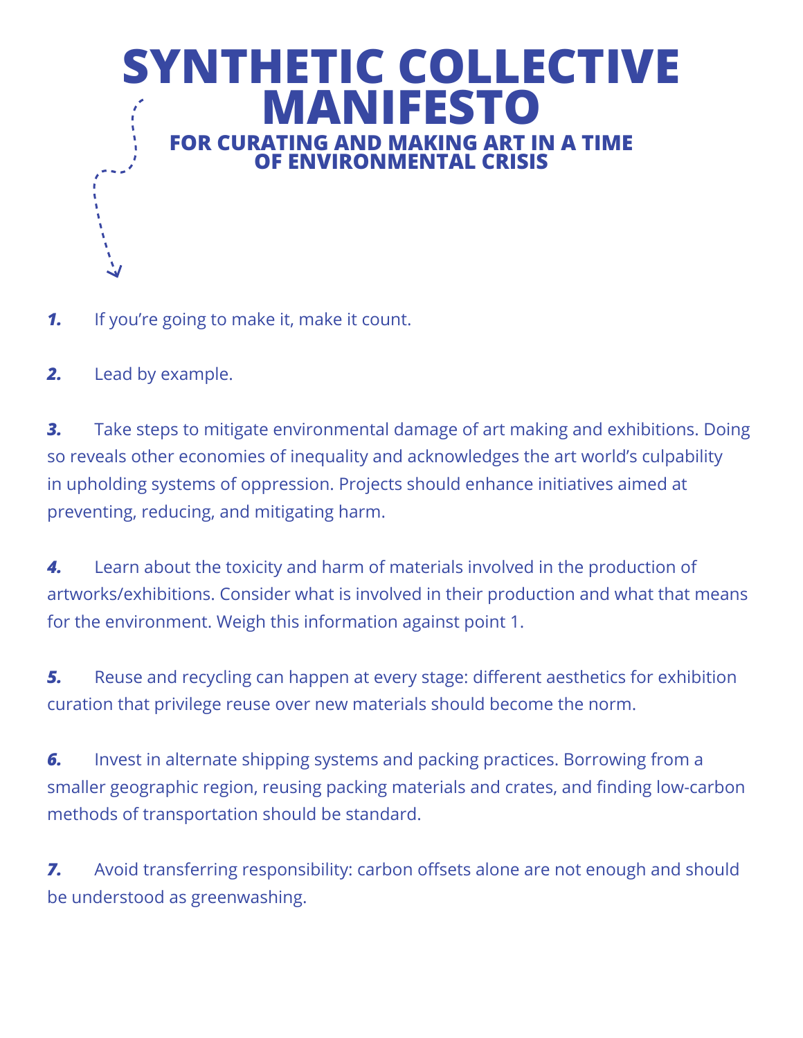# SYNTHETIC COLLECTIVE MANIFESTO

## FOR CURATING AND MAKING ART IN A TIME OF ENVIRONMENTAL CRISIS

***1.*** If you're going to make it, make it count.

***2.*** Lead by example.

***3.*** Take steps to mitigate environmental damage of art making and exhibitions. Doing so reveals other economies of inequality and acknowledges the art world's culpability in upholding systems of oppression. Projects should enhance initiatives aimed at preventing, reducing, and mitigating harm.

***4.*** Learn about the toxicity and harm of materials involved in the production of artworks/exhibitions. Consider what is involved in their production and what that means for the environment. Weigh this information against point 1.

***5.*** Reuse and recycling can happen at every stage: different aesthetics for exhibition curation that privilege reuse over new materials should become the norm.

***6.*** Invest in alternate shipping systems and packing practices. Borrowing from a smaller geographic region, reusing packing materials and crates, and finding low-carbon methods of transportation should be standard.

***7.*** Avoid transferring responsibility: carbon offsets alone are not enough and should be understood as greenwashing.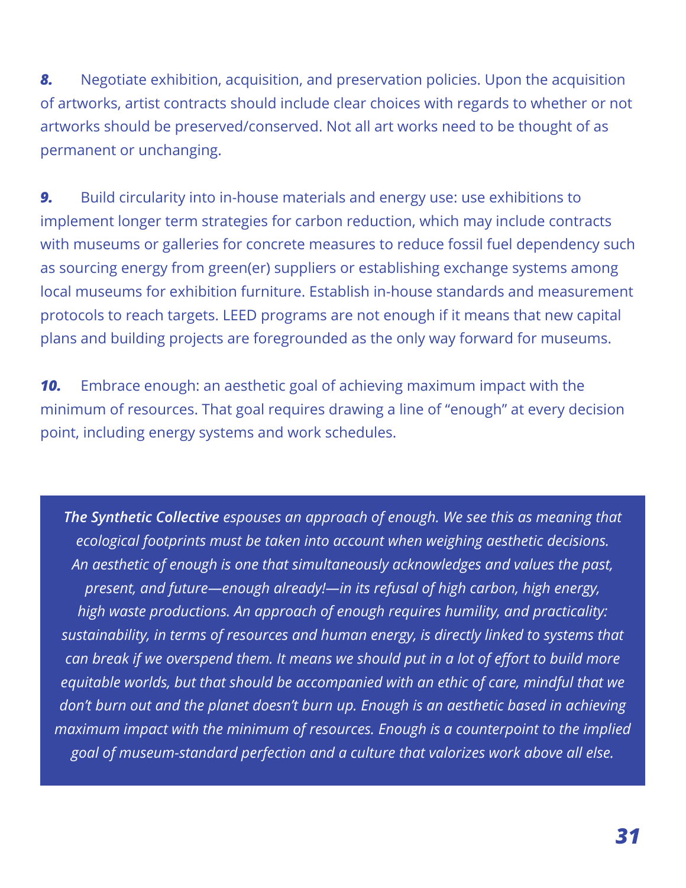***8.*** Negotiate exhibition, acquisition, and preservation policies. Upon the acquisition of artworks, artist contracts should include clear choices with regards to whether or not artworks should be preserved/conserved. Not all art works need to be thought of as permanent or unchanging.

***9.*** Build circularity into in-house materials and energy use: use exhibitions to implement longer term strategies for carbon reduction, which may include contracts with museums or galleries for concrete measures to reduce fossil fuel dependency such as sourcing energy from green(er) suppliers or establishing exchange systems among local museums for exhibition furniture. Establish in-house standards and measurement protocols to reach targets. LEED programs are not enough if it means that new capital plans and building projects are foregrounded as the only way forward for museums.

***10.*** Embrace enough: an aesthetic goal of achieving maximum impact with the minimum of resources. That goal requires drawing a line of "enough" at every decision point, including energy systems and work schedules.

> ***The Synthetic Collective*** *espouses an approach of enough. We see this as meaning that ecological footprints must be taken into account when weighing aesthetic decisions. An aesthetic of enough is one that simultaneously acknowledges and values the past, present, and future—enough already!—in its refusal of high carbon, high energy, high waste productions. An approach of enough requires humility, and practicality: sustainability, in terms of resources and human energy, is directly linked to systems that can break if we overspend them. It means we should put in a lot of effort to build more equitable worlds, but that should be accompanied with an ethic of care, mindful that we don't burn out and the planet doesn't burn up. Enough is an aesthetic based in achieving maximum impact with the minimum of resources. Enough is a counterpoint to the implied goal of museum-standard perfection and a culture that valorizes work above all else.*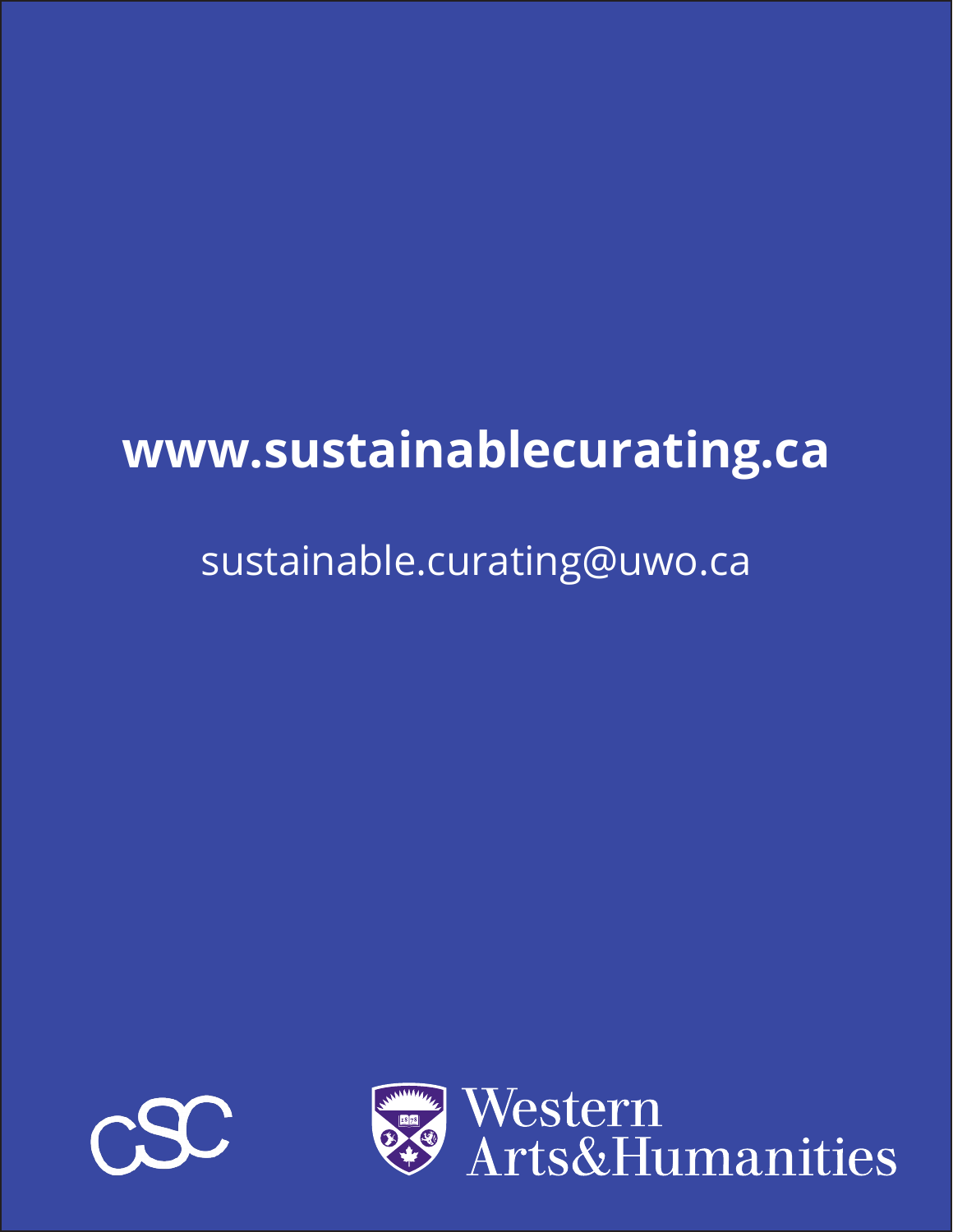**www.sustainablecurating.ca**

sustainable.curating@uwo.ca

CSC

Western
Arts&Humanities